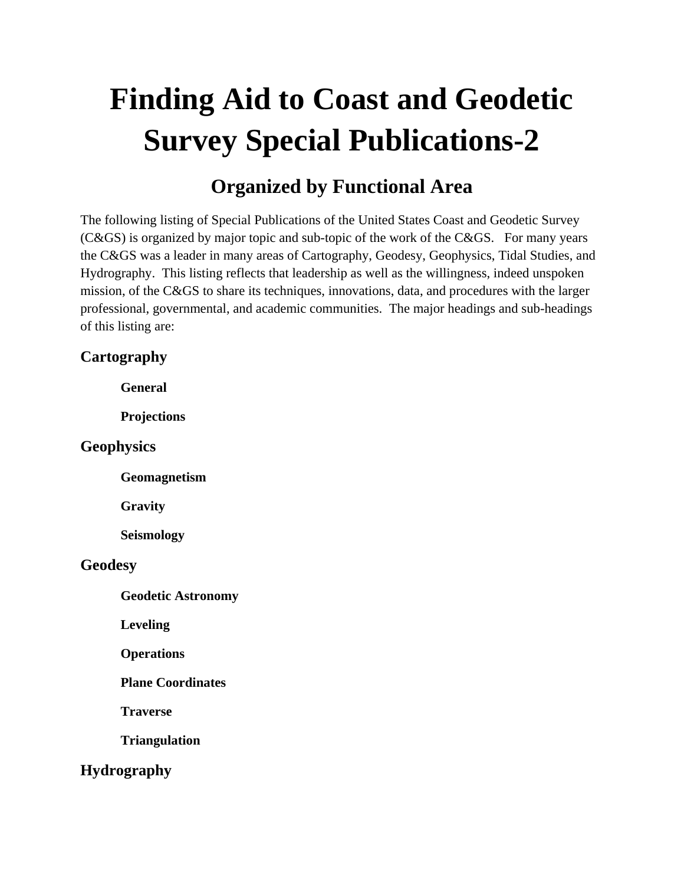# Finding Aid to Coast and Geodetic Survey Special Publications-2

## Organized by Functional Area

The following listing of Special Publications of the United States Coast and Geodetic Survey (C&GS) is organized by major topic and sub-topic of the work of the C&GS. For many years the C&GS was a leader in many areas of Cartography, Geodesy, Geophysics, Tidal Studies, and Hydrography. This listing reflects that leadership as well as the willingness, indeed unspoken mission, of the C&GS to share its techniques, innovations, data, and procedures with the larger professional, governmental, and academic communities. The major headings and sub-headings of this listing are:

### Cartography

- **General**
- **Projections**

### Geophysics

- **Geomagnetism**
- **Gravity**
- **Seismology**

### Geodesy

- **Geodetic Astronomy**
- **Leveling**
- **Operations**
- **Plane Coordinates**
- **Traverse**
- **Triangulation**

### Hydrography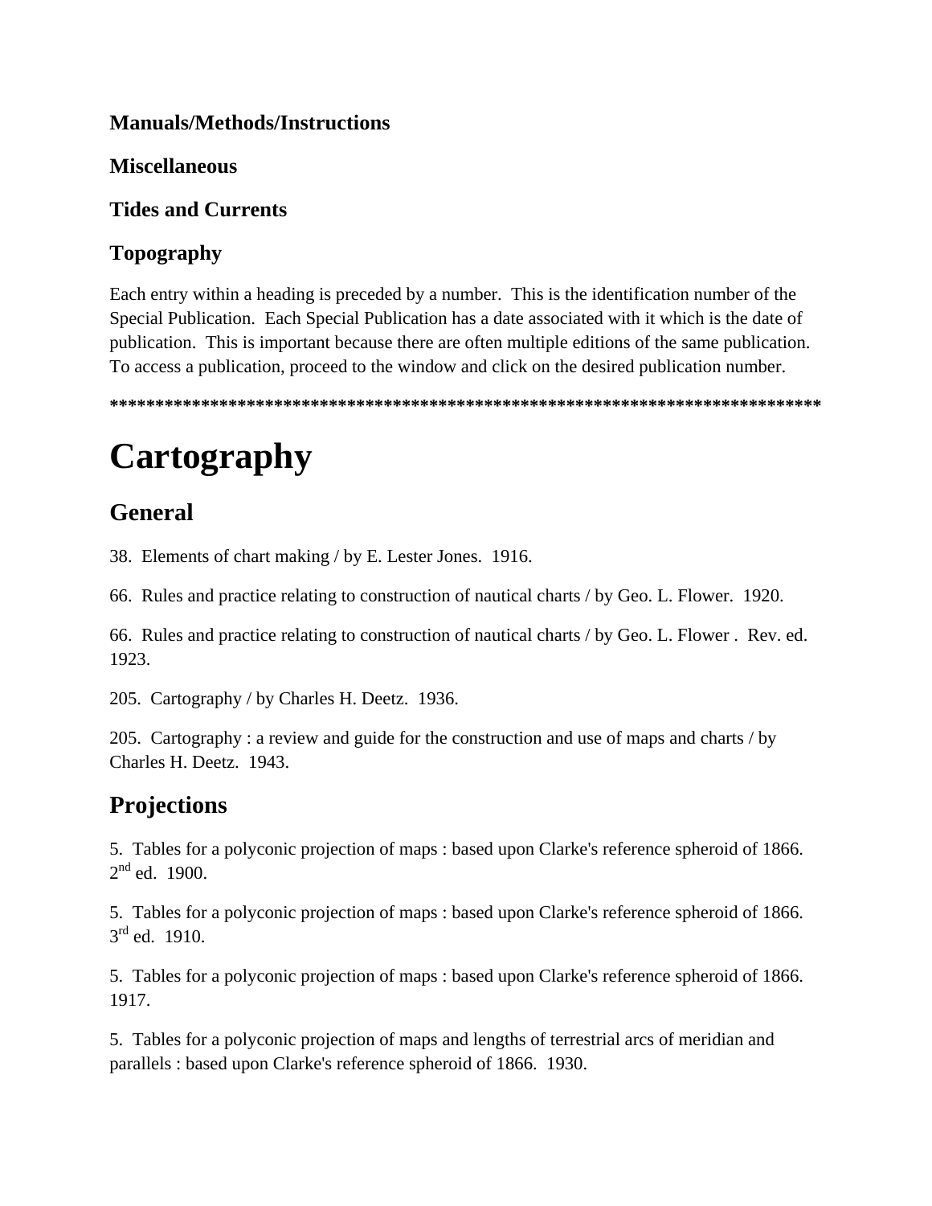**Manuals/Methods/Instructions**

**Miscellaneous**

**Tides and Currents**

**Topography**

Each entry within a heading is preceded by a number. This is the identification number of the Special Publication. Each Special Publication has a date associated with it which is the date of publication. This is important because there are often multiple editions of the same publication. To access a publication, proceed to the window and click on the desired publication number.

**********************************************************************************

# Cartography

## General

38. Elements of chart making / by E. Lester Jones. 1916.

66. Rules and practice relating to construction of nautical charts / by Geo. L. Flower. 1920.

66. Rules and practice relating to construction of nautical charts / by Geo. L. Flower . Rev. ed. 1923.

205. Cartography / by Charles H. Deetz. 1936.

205. Cartography : a review and guide for the construction and use of maps and charts / by Charles H. Deetz. 1943.

## Projections

5. Tables for a polyconic projection of maps : based upon Clarke's reference spheroid of 1866. 2nd ed. 1900.

5. Tables for a polyconic projection of maps : based upon Clarke's reference spheroid of 1866. 3rd ed. 1910.

5. Tables for a polyconic projection of maps : based upon Clarke's reference spheroid of 1866. 1917.

5. Tables for a polyconic projection of maps and lengths of terrestrial arcs of meridian and parallels : based upon Clarke's reference spheroid of 1866. 1930.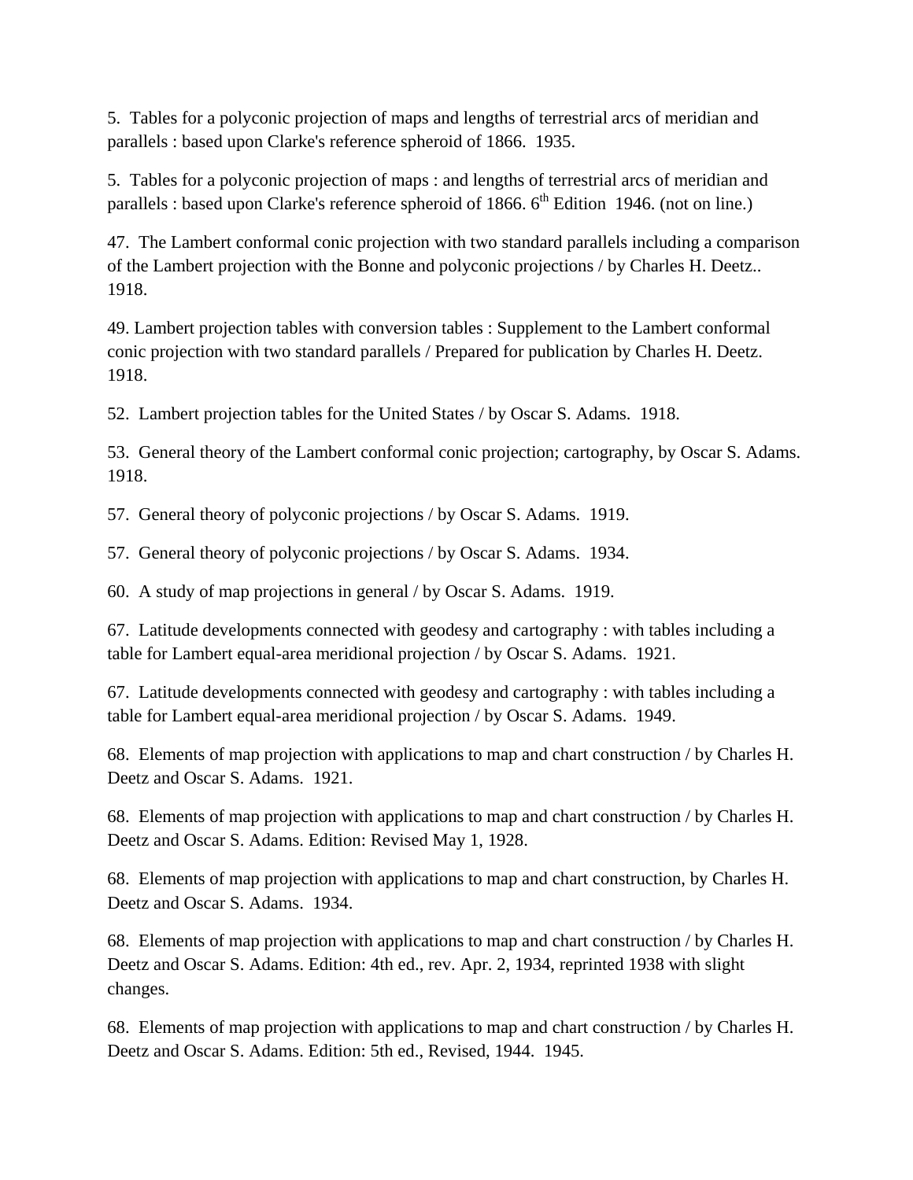5. Tables for a polyconic projection of maps and lengths of terrestrial arcs of meridian and parallels : based upon Clarke's reference spheroid of 1866. 1935.

5. Tables for a polyconic projection of maps : and lengths of terrestrial arcs of meridian and parallels : based upon Clarke's reference spheroid of 1866. 6th Edition 1946. (not on line.)

47. The Lambert conformal conic projection with two standard parallels including a comparison of the Lambert projection with the Bonne and polyconic projections / by Charles H. Deetz.. 1918.

49. Lambert projection tables with conversion tables : Supplement to the Lambert conformal conic projection with two standard parallels / Prepared for publication by Charles H. Deetz. 1918.

52. Lambert projection tables for the United States / by Oscar S. Adams. 1918.

53. General theory of the Lambert conformal conic projection; cartography, by Oscar S. Adams. 1918.

57. General theory of polyconic projections / by Oscar S. Adams. 1919.

57. General theory of polyconic projections / by Oscar S. Adams. 1934.

60. A study of map projections in general / by Oscar S. Adams. 1919.

67. Latitude developments connected with geodesy and cartography : with tables including a table for Lambert equal-area meridional projection / by Oscar S. Adams. 1921.

67. Latitude developments connected with geodesy and cartography : with tables including a table for Lambert equal-area meridional projection / by Oscar S. Adams. 1949.

68. Elements of map projection with applications to map and chart construction / by Charles H. Deetz and Oscar S. Adams. 1921.

68. Elements of map projection with applications to map and chart construction / by Charles H. Deetz and Oscar S. Adams. Edition: Revised May 1, 1928.

68. Elements of map projection with applications to map and chart construction, by Charles H. Deetz and Oscar S. Adams. 1934.

68. Elements of map projection with applications to map and chart construction / by Charles H. Deetz and Oscar S. Adams. Edition: 4th ed., rev. Apr. 2, 1934, reprinted 1938 with slight changes.

68. Elements of map projection with applications to map and chart construction / by Charles H. Deetz and Oscar S. Adams. Edition: 5th ed., Revised, 1944. 1945.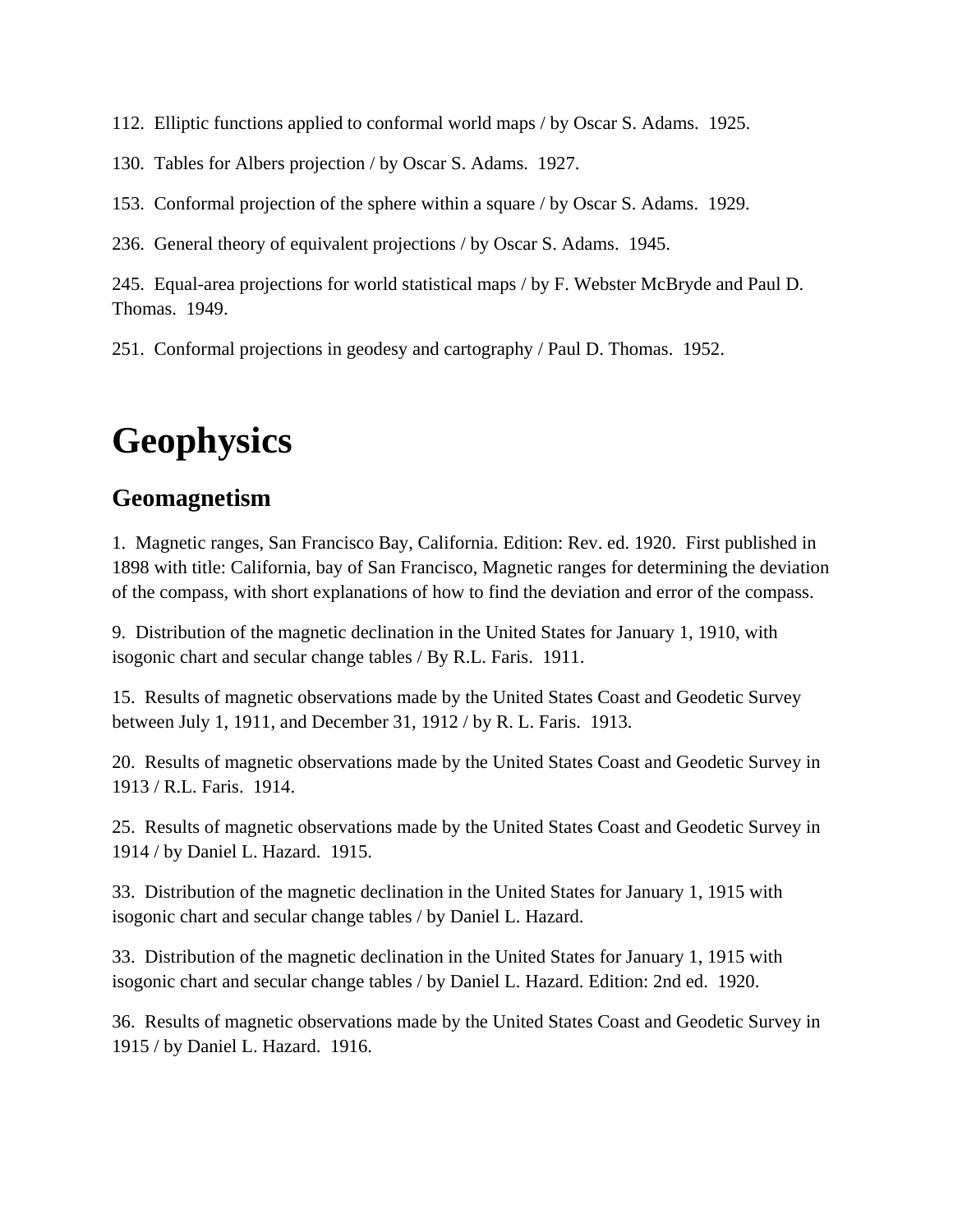112. Elliptic functions applied to conformal world maps / by Oscar S. Adams. 1925.

130. Tables for Albers projection / by Oscar S. Adams. 1927.

153. Conformal projection of the sphere within a square / by Oscar S. Adams. 1929.

236. General theory of equivalent projections / by Oscar S. Adams. 1945.

245. Equal-area projections for world statistical maps / by F. Webster McBryde and Paul D. Thomas. 1949.

251. Conformal projections in geodesy and cartography / Paul D. Thomas. 1952.

# Geophysics

## Geomagnetism

1. Magnetic ranges, San Francisco Bay, California. Edition: Rev. ed. 1920. First published in 1898 with title: California, bay of San Francisco, Magnetic ranges for determining the deviation of the compass, with short explanations of how to find the deviation and error of the compass.

9. Distribution of the magnetic declination in the United States for January 1, 1910, with isogonic chart and secular change tables / By R.L. Faris. 1911.

15. Results of magnetic observations made by the United States Coast and Geodetic Survey between July 1, 1911, and December 31, 1912 / by R. L. Faris. 1913.

20. Results of magnetic observations made by the United States Coast and Geodetic Survey in 1913 / R.L. Faris. 1914.

25. Results of magnetic observations made by the United States Coast and Geodetic Survey in 1914 / by Daniel L. Hazard. 1915.

33. Distribution of the magnetic declination in the United States for January 1, 1915 with isogonic chart and secular change tables / by Daniel L. Hazard.

33. Distribution of the magnetic declination in the United States for January 1, 1915 with isogonic chart and secular change tables / by Daniel L. Hazard. Edition: 2nd ed. 1920.

36. Results of magnetic observations made by the United States Coast and Geodetic Survey in 1915 / by Daniel L. Hazard. 1916.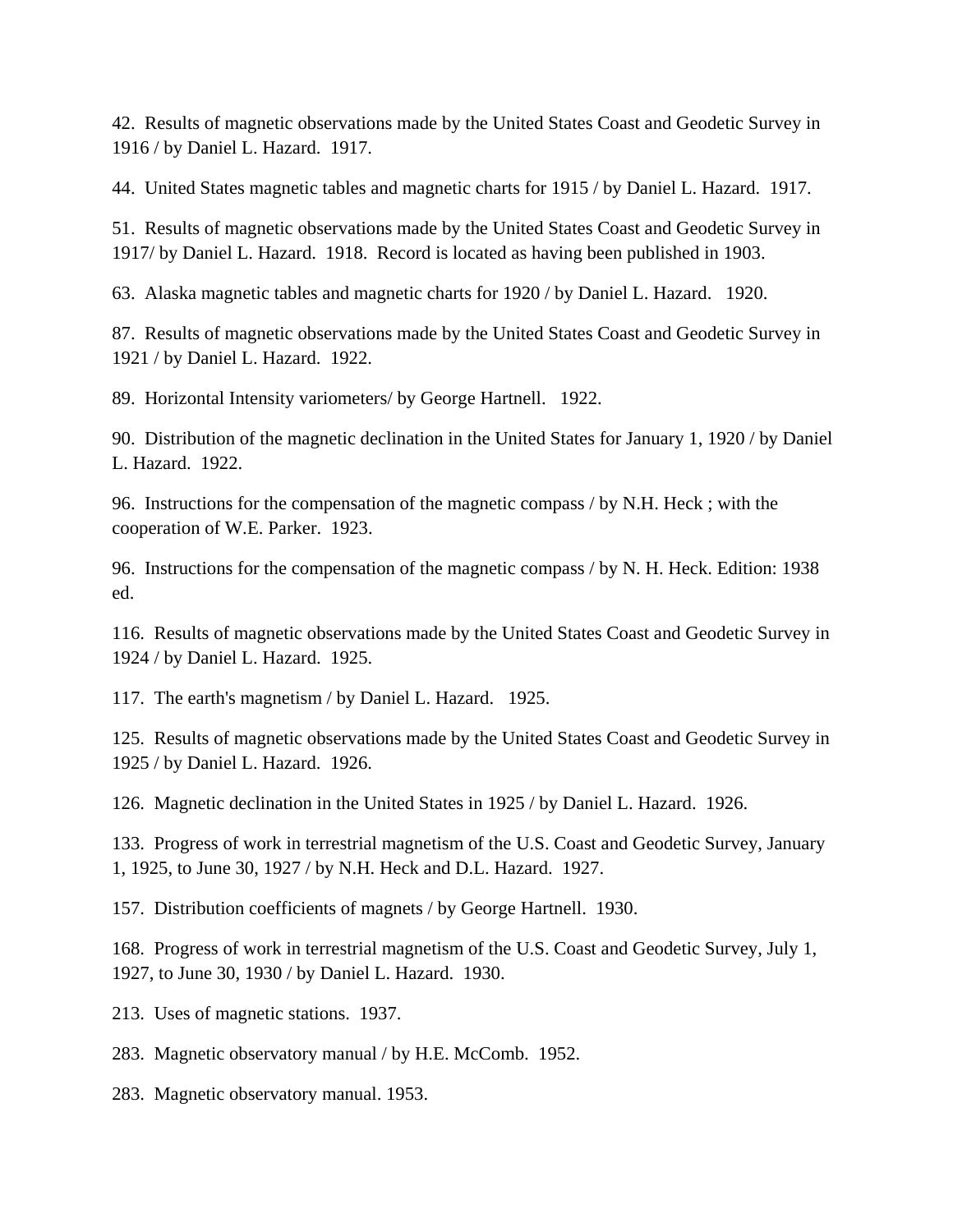42. Results of magnetic observations made by the United States Coast and Geodetic Survey in 1916 / by Daniel L. Hazard. 1917.

44. United States magnetic tables and magnetic charts for 1915 / by Daniel L. Hazard. 1917.

51. Results of magnetic observations made by the United States Coast and Geodetic Survey in 1917/ by Daniel L. Hazard. 1918. Record is located as having been published in 1903.

63. Alaska magnetic tables and magnetic charts for 1920 / by Daniel L. Hazard. 1920.

87. Results of magnetic observations made by the United States Coast and Geodetic Survey in 1921 / by Daniel L. Hazard. 1922.

89. Horizontal Intensity variometers/ by George Hartnell. 1922.

90. Distribution of the magnetic declination in the United States for January 1, 1920 / by Daniel L. Hazard. 1922.

96. Instructions for the compensation of the magnetic compass / by N.H. Heck ; with the cooperation of W.E. Parker. 1923.

96. Instructions for the compensation of the magnetic compass / by N. H. Heck. Edition: 1938 ed.

116. Results of magnetic observations made by the United States Coast and Geodetic Survey in 1924 / by Daniel L. Hazard. 1925.

117. The earth's magnetism / by Daniel L. Hazard. 1925.

125. Results of magnetic observations made by the United States Coast and Geodetic Survey in 1925 / by Daniel L. Hazard. 1926.

126. Magnetic declination in the United States in 1925 / by Daniel L. Hazard. 1926.

133. Progress of work in terrestrial magnetism of the U.S. Coast and Geodetic Survey, January 1, 1925, to June 30, 1927 / by N.H. Heck and D.L. Hazard. 1927.

157. Distribution coefficients of magnets / by George Hartnell. 1930.

168. Progress of work in terrestrial magnetism of the U.S. Coast and Geodetic Survey, July 1, 1927, to June 30, 1930 / by Daniel L. Hazard. 1930.

213. Uses of magnetic stations. 1937.

283. Magnetic observatory manual / by H.E. McComb. 1952.

283. Magnetic observatory manual. 1953.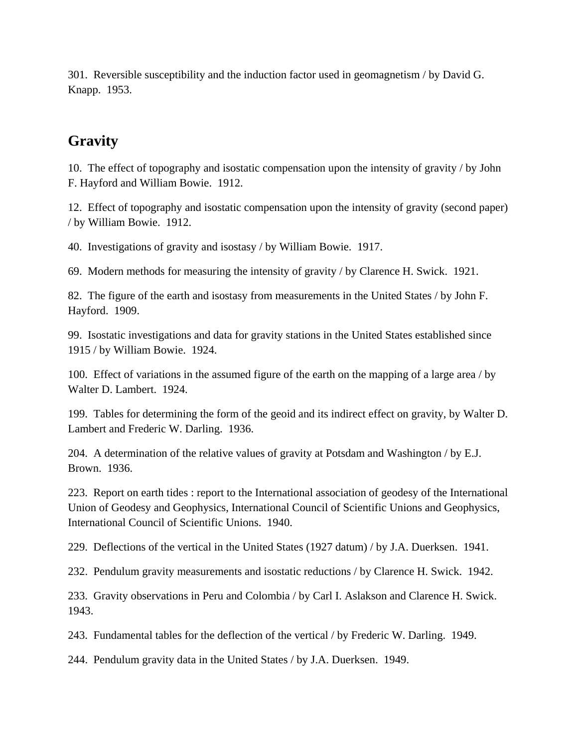301. Reversible susceptibility and the induction factor used in geomagnetism / by David G. Knapp. 1953.

## Gravity

10. The effect of topography and isostatic compensation upon the intensity of gravity / by John F. Hayford and William Bowie. 1912.

12. Effect of topography and isostatic compensation upon the intensity of gravity (second paper) / by William Bowie. 1912.

40. Investigations of gravity and isostasy / by William Bowie. 1917.

69. Modern methods for measuring the intensity of gravity / by Clarence H. Swick. 1921.

82. The figure of the earth and isostasy from measurements in the United States / by John F. Hayford. 1909.

99. Isostatic investigations and data for gravity stations in the United States established since 1915 / by William Bowie. 1924.

100. Effect of variations in the assumed figure of the earth on the mapping of a large area / by Walter D. Lambert. 1924.

199. Tables for determining the form of the geoid and its indirect effect on gravity, by Walter D. Lambert and Frederic W. Darling. 1936.

204. A determination of the relative values of gravity at Potsdam and Washington / by E.J. Brown. 1936.

223. Report on earth tides : report to the International association of geodesy of the International Union of Geodesy and Geophysics, International Council of Scientific Unions and Geophysics, International Council of Scientific Unions. 1940.

229. Deflections of the vertical in the United States (1927 datum) / by J.A. Duerksen. 1941.

232. Pendulum gravity measurements and isostatic reductions / by Clarence H. Swick. 1942.

233. Gravity observations in Peru and Colombia / by Carl I. Aslakson and Clarence H. Swick. 1943.

243. Fundamental tables for the deflection of the vertical / by Frederic W. Darling. 1949.

244. Pendulum gravity data in the United States / by J.A. Duerksen. 1949.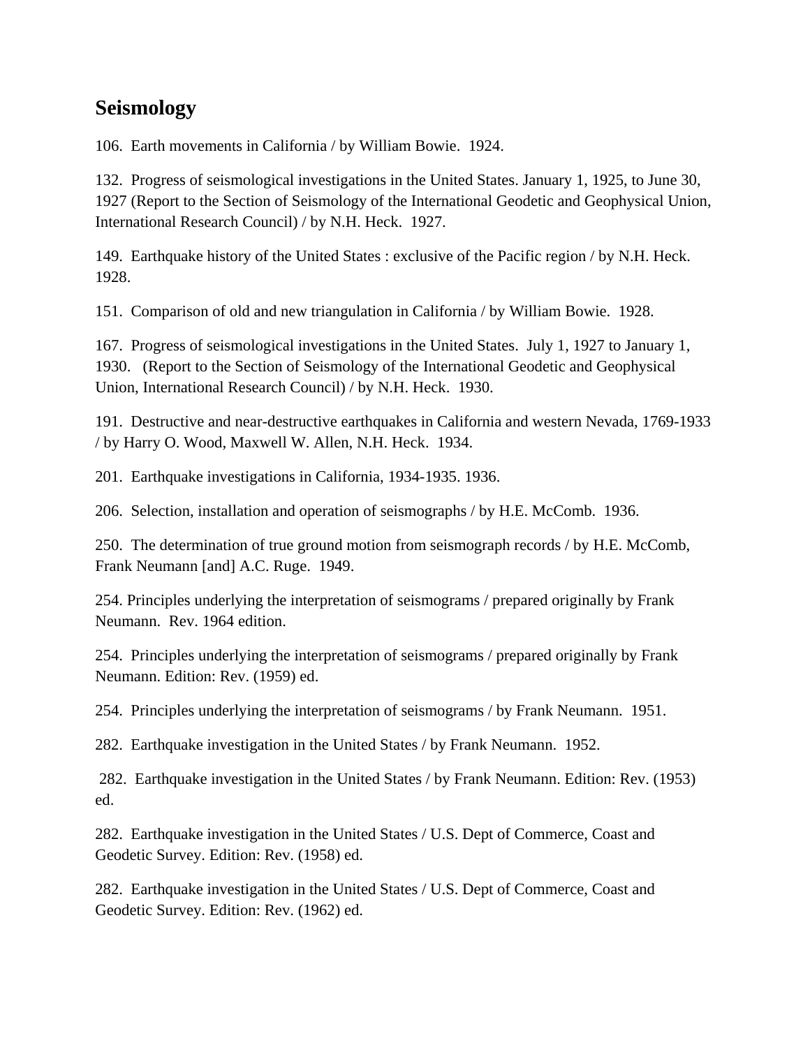## Seismology

106. Earth movements in California / by William Bowie. 1924.

132. Progress of seismological investigations in the United States. January 1, 1925, to June 30, 1927 (Report to the Section of Seismology of the International Geodetic and Geophysical Union, International Research Council) / by N.H. Heck. 1927.

149. Earthquake history of the United States : exclusive of the Pacific region / by N.H. Heck. 1928.

151. Comparison of old and new triangulation in California / by William Bowie. 1928.

167. Progress of seismological investigations in the United States. July 1, 1927 to January 1, 1930. (Report to the Section of Seismology of the International Geodetic and Geophysical Union, International Research Council) / by N.H. Heck. 1930.

191. Destructive and near-destructive earthquakes in California and western Nevada, 1769-1933 / by Harry O. Wood, Maxwell W. Allen, N.H. Heck. 1934.

201. Earthquake investigations in California, 1934-1935. 1936.

206. Selection, installation and operation of seismographs / by H.E. McComb. 1936.

250. The determination of true ground motion from seismograph records / by H.E. McComb, Frank Neumann [and] A.C. Ruge. 1949.

254. Principles underlying the interpretation of seismograms / prepared originally by Frank Neumann. Rev. 1964 edition.

254. Principles underlying the interpretation of seismograms / prepared originally by Frank Neumann. Edition: Rev. (1959) ed.

254. Principles underlying the interpretation of seismograms / by Frank Neumann. 1951.

282. Earthquake investigation in the United States / by Frank Neumann. 1952.

282. Earthquake investigation in the United States / by Frank Neumann. Edition: Rev. (1953) ed.

282. Earthquake investigation in the United States / U.S. Dept of Commerce, Coast and Geodetic Survey. Edition: Rev. (1958) ed.

282. Earthquake investigation in the United States / U.S. Dept of Commerce, Coast and Geodetic Survey. Edition: Rev. (1962) ed.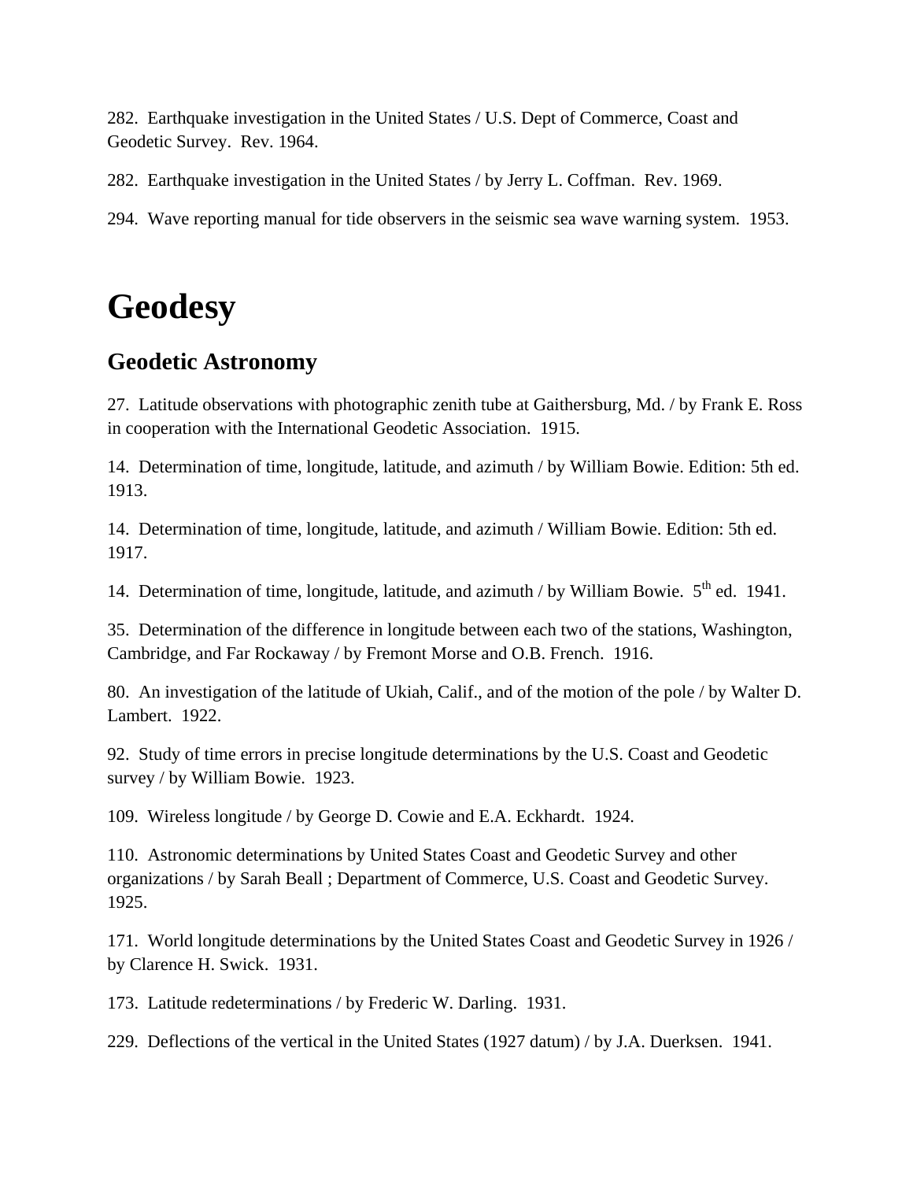282. Earthquake investigation in the United States / U.S. Dept of Commerce, Coast and Geodetic Survey. Rev. 1964.

282. Earthquake investigation in the United States / by Jerry L. Coffman. Rev. 1969.

294. Wave reporting manual for tide observers in the seismic sea wave warning system. 1953.

# Geodesy

## Geodetic Astronomy

27. Latitude observations with photographic zenith tube at Gaithersburg, Md. / by Frank E. Ross in cooperation with the International Geodetic Association. 1915.

14. Determination of time, longitude, latitude, and azimuth / by William Bowie. Edition: 5th ed. 1913.

14. Determination of time, longitude, latitude, and azimuth / William Bowie. Edition: 5th ed. 1917.

14. Determination of time, longitude, latitude, and azimuth / by William Bowie. 5th ed. 1941.

35. Determination of the difference in longitude between each two of the stations, Washington, Cambridge, and Far Rockaway / by Fremont Morse and O.B. French. 1916.

80. An investigation of the latitude of Ukiah, Calif., and of the motion of the pole / by Walter D. Lambert. 1922.

92. Study of time errors in precise longitude determinations by the U.S. Coast and Geodetic survey / by William Bowie. 1923.

109. Wireless longitude / by George D. Cowie and E.A. Eckhardt. 1924.

110. Astronomic determinations by United States Coast and Geodetic Survey and other organizations / by Sarah Beall ; Department of Commerce, U.S. Coast and Geodetic Survey. 1925.

171. World longitude determinations by the United States Coast and Geodetic Survey in 1926 / by Clarence H. Swick. 1931.

173. Latitude redeterminations / by Frederic W. Darling. 1931.

229. Deflections of the vertical in the United States (1927 datum) / by J.A. Duerksen. 1941.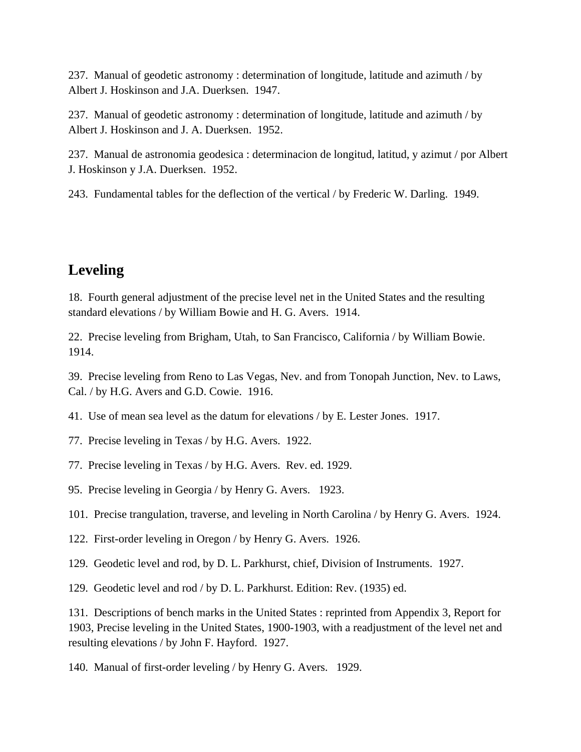237. Manual of geodetic astronomy : determination of longitude, latitude and azimuth / by Albert J. Hoskinson and J.A. Duerksen. 1947.

237. Manual of geodetic astronomy : determination of longitude, latitude and azimuth / by Albert J. Hoskinson and J. A. Duerksen. 1952.

237. Manual de astronomia geodesica : determinacion de longitud, latitud, y azimut / por Albert J. Hoskinson y J.A. Duerksen. 1952.

243. Fundamental tables for the deflection of the vertical / by Frederic W. Darling. 1949.

## Leveling

18. Fourth general adjustment of the precise level net in the United States and the resulting standard elevations / by William Bowie and H. G. Avers. 1914.

22. Precise leveling from Brigham, Utah, to San Francisco, California / by William Bowie. 1914.

39. Precise leveling from Reno to Las Vegas, Nev. and from Tonopah Junction, Nev. to Laws, Cal. / by H.G. Avers and G.D. Cowie. 1916.

41. Use of mean sea level as the datum for elevations / by E. Lester Jones. 1917.

77. Precise leveling in Texas / by H.G. Avers. 1922.

77. Precise leveling in Texas / by H.G. Avers. Rev. ed. 1929.

95. Precise leveling in Georgia / by Henry G. Avers. 1923.

101. Precise trangulation, traverse, and leveling in North Carolina / by Henry G. Avers. 1924.

122. First-order leveling in Oregon / by Henry G. Avers. 1926.

129. Geodetic level and rod, by D. L. Parkhurst, chief, Division of Instruments. 1927.

129. Geodetic level and rod / by D. L. Parkhurst. Edition: Rev. (1935) ed.

131. Descriptions of bench marks in the United States : reprinted from Appendix 3, Report for 1903, Precise leveling in the United States, 1900-1903, with a readjustment of the level net and resulting elevations / by John F. Hayford. 1927.

140. Manual of first-order leveling / by Henry G. Avers. 1929.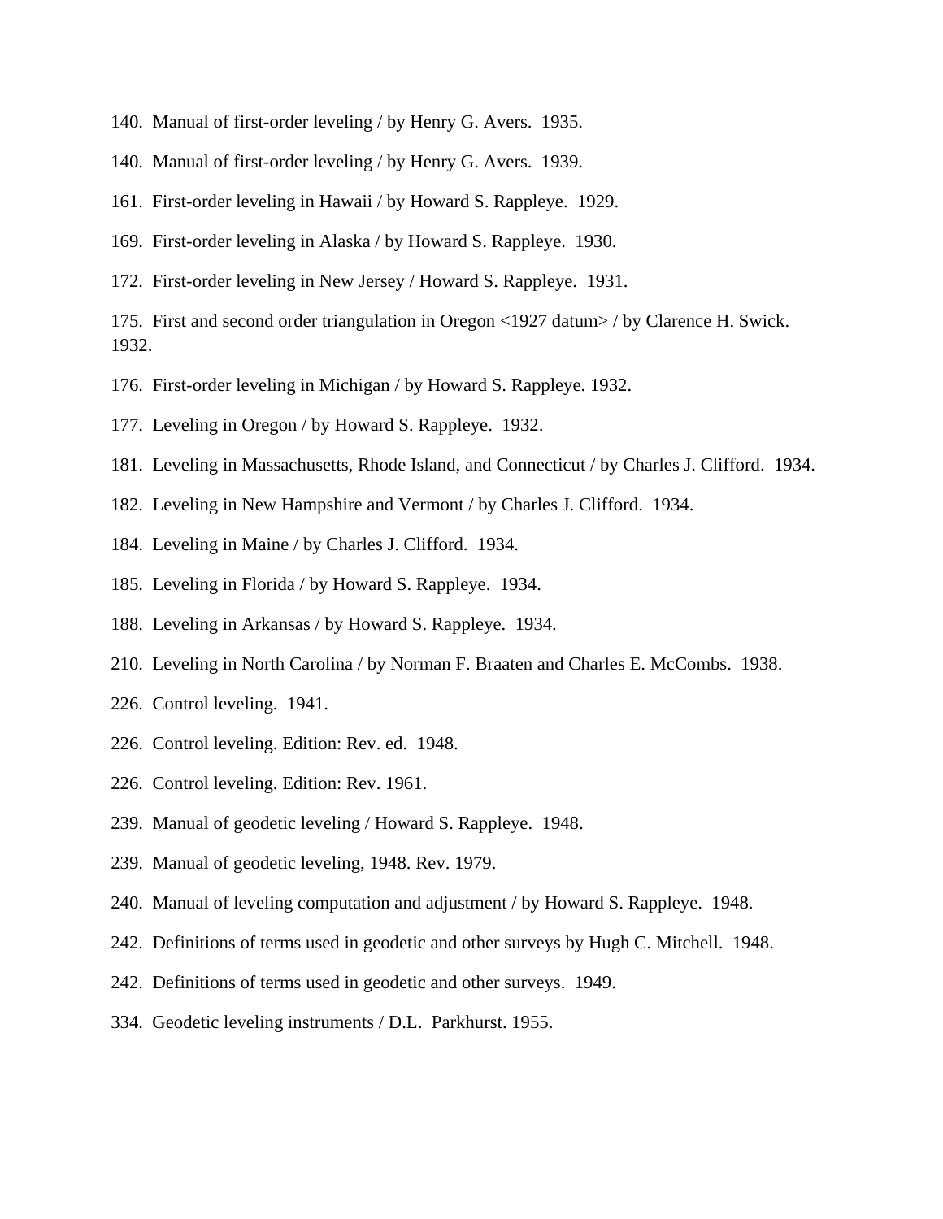140. Manual of first-order leveling / by Henry G. Avers. 1935.

140. Manual of first-order leveling / by Henry G. Avers. 1939.

161. First-order leveling in Hawaii / by Howard S. Rappleye. 1929.

169. First-order leveling in Alaska / by Howard S. Rappleye. 1930.

172. First-order leveling in New Jersey / Howard S. Rappleye. 1931.

175. First and second order triangulation in Oregon <1927 datum> / by Clarence H. Swick. 1932.

176. First-order leveling in Michigan / by Howard S. Rappleye. 1932.

177. Leveling in Oregon / by Howard S. Rappleye. 1932.

181. Leveling in Massachusetts, Rhode Island, and Connecticut / by Charles J. Clifford. 1934.

182. Leveling in New Hampshire and Vermont / by Charles J. Clifford. 1934.

184. Leveling in Maine / by Charles J. Clifford. 1934.

185. Leveling in Florida / by Howard S. Rappleye. 1934.

188. Leveling in Arkansas / by Howard S. Rappleye. 1934.

210. Leveling in North Carolina / by Norman F. Braaten and Charles E. McCombs. 1938.

226. Control leveling. 1941.

226. Control leveling. Edition: Rev. ed. 1948.

226. Control leveling. Edition: Rev. 1961.

239. Manual of geodetic leveling / Howard S. Rappleye. 1948.

239. Manual of geodetic leveling, 1948. Rev. 1979.

240. Manual of leveling computation and adjustment / by Howard S. Rappleye. 1948.

242. Definitions of terms used in geodetic and other surveys by Hugh C. Mitchell. 1948.

242. Definitions of terms used in geodetic and other surveys. 1949.

334. Geodetic leveling instruments / D.L. Parkhurst. 1955.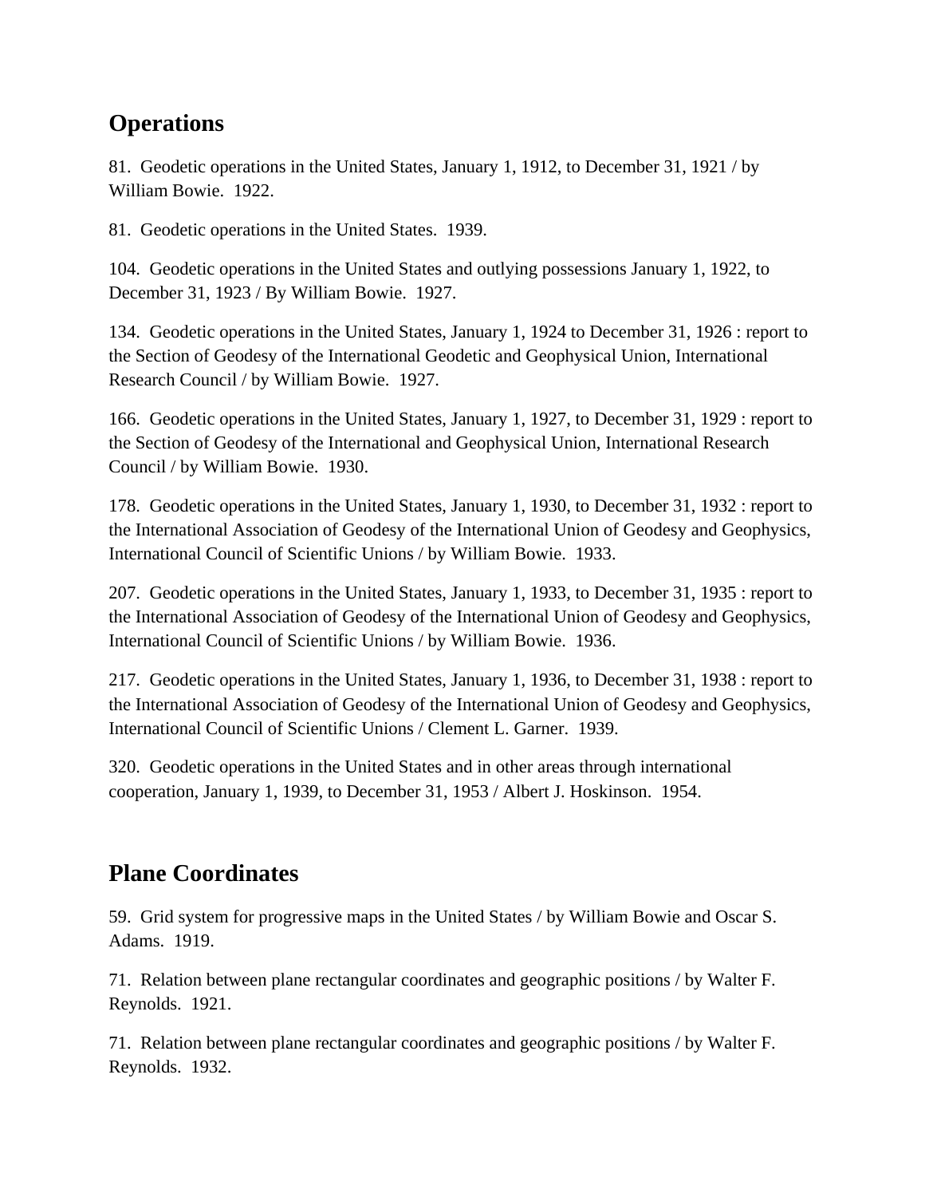## Operations

81. Geodetic operations in the United States, January 1, 1912, to December 31, 1921 / by William Bowie. 1922.

81. Geodetic operations in the United States. 1939.

104. Geodetic operations in the United States and outlying possessions January 1, 1922, to December 31, 1923 / By William Bowie. 1927.

134. Geodetic operations in the United States, January 1, 1924 to December 31, 1926 : report to the Section of Geodesy of the International Geodetic and Geophysical Union, International Research Council / by William Bowie. 1927.

166. Geodetic operations in the United States, January 1, 1927, to December 31, 1929 : report to the Section of Geodesy of the International and Geophysical Union, International Research Council / by William Bowie. 1930.

178. Geodetic operations in the United States, January 1, 1930, to December 31, 1932 : report to the International Association of Geodesy of the International Union of Geodesy and Geophysics, International Council of Scientific Unions / by William Bowie. 1933.

207. Geodetic operations in the United States, January 1, 1933, to December 31, 1935 : report to the International Association of Geodesy of the International Union of Geodesy and Geophysics, International Council of Scientific Unions / by William Bowie. 1936.

217. Geodetic operations in the United States, January 1, 1936, to December 31, 1938 : report to the International Association of Geodesy of the International Union of Geodesy and Geophysics, International Council of Scientific Unions / Clement L. Garner. 1939.

320. Geodetic operations in the United States and in other areas through international cooperation, January 1, 1939, to December 31, 1953 / Albert J. Hoskinson. 1954.

## Plane Coordinates

59. Grid system for progressive maps in the United States / by William Bowie and Oscar S. Adams. 1919.

71. Relation between plane rectangular coordinates and geographic positions / by Walter F. Reynolds. 1921.

71. Relation between plane rectangular coordinates and geographic positions / by Walter F. Reynolds. 1932.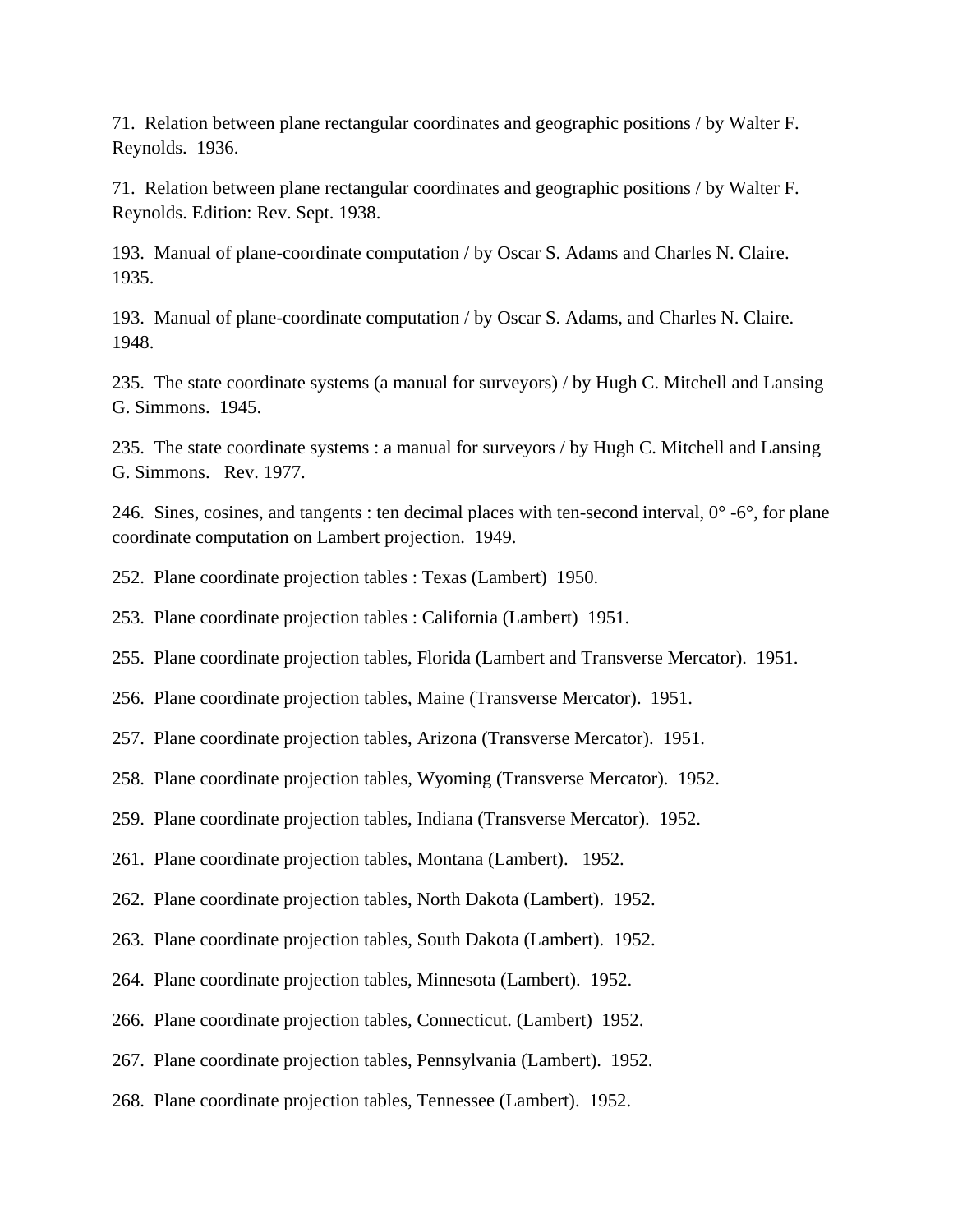71.  Relation between plane rectangular coordinates and geographic positions / by Walter F. Reynolds.  1936.

71.  Relation between plane rectangular coordinates and geographic positions / by Walter F. Reynolds. Edition: Rev. Sept. 1938.

193.  Manual of plane-coordinate computation / by Oscar S. Adams and Charles N. Claire. 1935.

193.  Manual of plane-coordinate computation / by Oscar S. Adams, and Charles N. Claire. 1948.

235.  The state coordinate systems (a manual for surveyors) / by Hugh C. Mitchell and Lansing G. Simmons.  1945.

235.  The state coordinate systems : a manual for surveyors / by Hugh C. Mitchell and Lansing G. Simmons.   Rev. 1977.

246.  Sines, cosines, and tangents : ten decimal places with ten-second interval, 0° -6°, for plane coordinate computation on Lambert projection.  1949.

252.  Plane coordinate projection tables : Texas (Lambert)  1950.

253.  Plane coordinate projection tables : California (Lambert)  1951.

255.  Plane coordinate projection tables, Florida (Lambert and Transverse Mercator).  1951.

256.  Plane coordinate projection tables, Maine (Transverse Mercator).  1951.

257.  Plane coordinate projection tables, Arizona (Transverse Mercator).  1951.

258.  Plane coordinate projection tables, Wyoming (Transverse Mercator).  1952.

259.  Plane coordinate projection tables, Indiana (Transverse Mercator).  1952.

261.  Plane coordinate projection tables, Montana (Lambert).   1952.

262.  Plane coordinate projection tables, North Dakota (Lambert).  1952.

263.  Plane coordinate projection tables, South Dakota (Lambert).  1952.

264.  Plane coordinate projection tables, Minnesota (Lambert).  1952.

266.  Plane coordinate projection tables, Connecticut. (Lambert)  1952.

267.  Plane coordinate projection tables, Pennsylvania (Lambert).  1952.

268.  Plane coordinate projection tables, Tennessee (Lambert).  1952.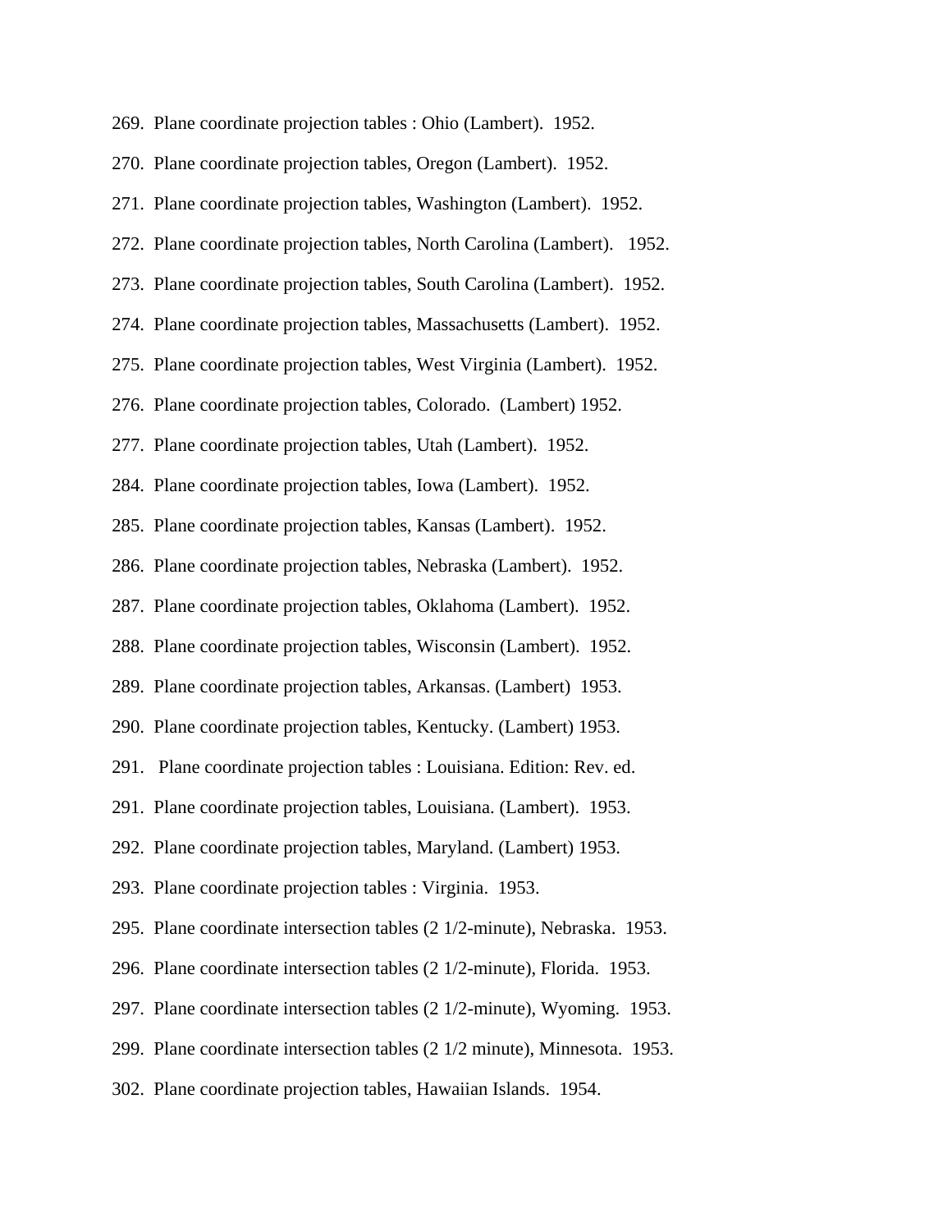269. Plane coordinate projection tables : Ohio (Lambert). 1952.

270. Plane coordinate projection tables, Oregon (Lambert). 1952.

271. Plane coordinate projection tables, Washington (Lambert). 1952.

272. Plane coordinate projection tables, North Carolina (Lambert). 1952.

273. Plane coordinate projection tables, South Carolina (Lambert). 1952.

274. Plane coordinate projection tables, Massachusetts (Lambert). 1952.

275. Plane coordinate projection tables, West Virginia (Lambert). 1952.

276. Plane coordinate projection tables, Colorado. (Lambert) 1952.

277. Plane coordinate projection tables, Utah (Lambert). 1952.

284. Plane coordinate projection tables, Iowa (Lambert). 1952.

285. Plane coordinate projection tables, Kansas (Lambert). 1952.

286. Plane coordinate projection tables, Nebraska (Lambert). 1952.

287. Plane coordinate projection tables, Oklahoma (Lambert). 1952.

288. Plane coordinate projection tables, Wisconsin (Lambert). 1952.

289. Plane coordinate projection tables, Arkansas. (Lambert) 1953.

290. Plane coordinate projection tables, Kentucky. (Lambert) 1953.

291. Plane coordinate projection tables : Louisiana. Edition: Rev. ed.

291. Plane coordinate projection tables, Louisiana. (Lambert). 1953.

292. Plane coordinate projection tables, Maryland. (Lambert) 1953.

293. Plane coordinate projection tables : Virginia. 1953.

295. Plane coordinate intersection tables (2 1/2-minute), Nebraska. 1953.

296. Plane coordinate intersection tables (2 1/2-minute), Florida. 1953.

297. Plane coordinate intersection tables (2 1/2-minute), Wyoming. 1953.

299. Plane coordinate intersection tables (2 1/2 minute), Minnesota. 1953.

302. Plane coordinate projection tables, Hawaiian Islands. 1954.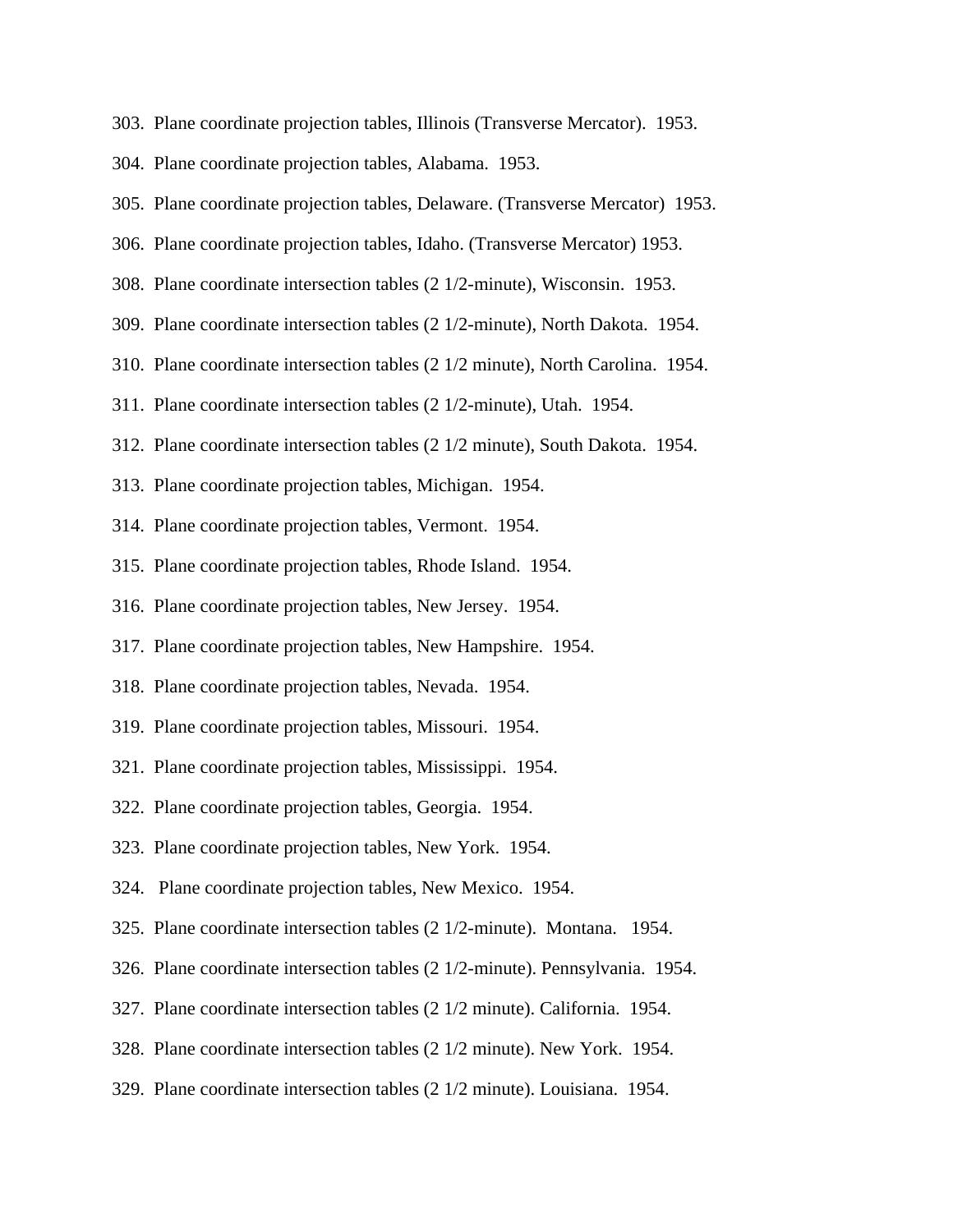303. Plane coordinate projection tables, Illinois (Transverse Mercator). 1953.

304. Plane coordinate projection tables, Alabama. 1953.

305. Plane coordinate projection tables, Delaware. (Transverse Mercator) 1953.

306. Plane coordinate projection tables, Idaho. (Transverse Mercator) 1953.

308. Plane coordinate intersection tables (2 1/2-minute), Wisconsin. 1953.

309. Plane coordinate intersection tables (2 1/2-minute), North Dakota. 1954.

310. Plane coordinate intersection tables (2 1/2 minute), North Carolina. 1954.

311. Plane coordinate intersection tables (2 1/2-minute), Utah. 1954.

312. Plane coordinate intersection tables (2 1/2 minute), South Dakota. 1954.

313. Plane coordinate projection tables, Michigan. 1954.

314. Plane coordinate projection tables, Vermont. 1954.

315. Plane coordinate projection tables, Rhode Island. 1954.

316. Plane coordinate projection tables, New Jersey. 1954.

317. Plane coordinate projection tables, New Hampshire. 1954.

318. Plane coordinate projection tables, Nevada. 1954.

319. Plane coordinate projection tables, Missouri. 1954.

321. Plane coordinate projection tables, Mississippi. 1954.

322. Plane coordinate projection tables, Georgia. 1954.

323. Plane coordinate projection tables, New York. 1954.

324. Plane coordinate projection tables, New Mexico. 1954.

325. Plane coordinate intersection tables (2 1/2-minute). Montana. 1954.

326. Plane coordinate intersection tables (2 1/2-minute). Pennsylvania. 1954.

327. Plane coordinate intersection tables (2 1/2 minute). California. 1954.

328. Plane coordinate intersection tables (2 1/2 minute). New York. 1954.

329. Plane coordinate intersection tables (2 1/2 minute). Louisiana. 1954.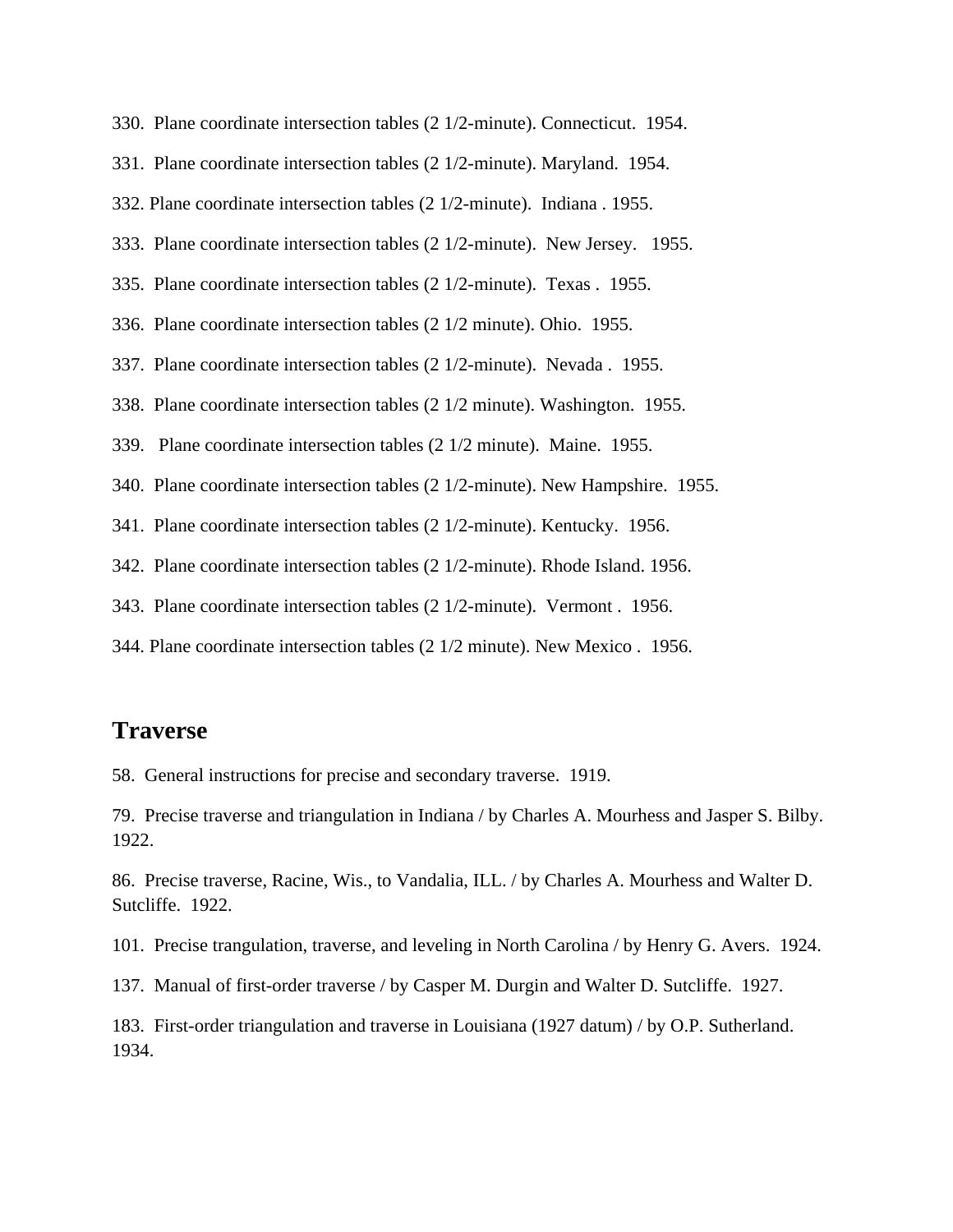330. Plane coordinate intersection tables (2 1/2-minute). Connecticut. 1954.

331. Plane coordinate intersection tables (2 1/2-minute). Maryland. 1954.

332. Plane coordinate intersection tables (2 1/2-minute). Indiana . 1955.

333. Plane coordinate intersection tables (2 1/2-minute). New Jersey. 1955.

335. Plane coordinate intersection tables (2 1/2-minute). Texas . 1955.

336. Plane coordinate intersection tables (2 1/2 minute). Ohio. 1955.

337. Plane coordinate intersection tables (2 1/2-minute). Nevada . 1955.

338. Plane coordinate intersection tables (2 1/2 minute). Washington. 1955.

339. Plane coordinate intersection tables (2 1/2 minute). Maine. 1955.

340. Plane coordinate intersection tables (2 1/2-minute). New Hampshire. 1955.

341. Plane coordinate intersection tables (2 1/2-minute). Kentucky. 1956.

342. Plane coordinate intersection tables (2 1/2-minute). Rhode Island. 1956.

343. Plane coordinate intersection tables (2 1/2-minute). Vermont . 1956.

344. Plane coordinate intersection tables (2 1/2 minute). New Mexico . 1956.

## Traverse

58. General instructions for precise and secondary traverse. 1919.

79. Precise traverse and triangulation in Indiana / by Charles A. Mourhess and Jasper S. Bilby. 1922.

86. Precise traverse, Racine, Wis., to Vandalia, ILL. / by Charles A. Mourhess and Walter D. Sutcliffe. 1922.

101. Precise trangulation, traverse, and leveling in North Carolina / by Henry G. Avers. 1924.

137. Manual of first-order traverse / by Casper M. Durgin and Walter D. Sutcliffe. 1927.

183. First-order triangulation and traverse in Louisiana (1927 datum) / by O.P. Sutherland. 1934.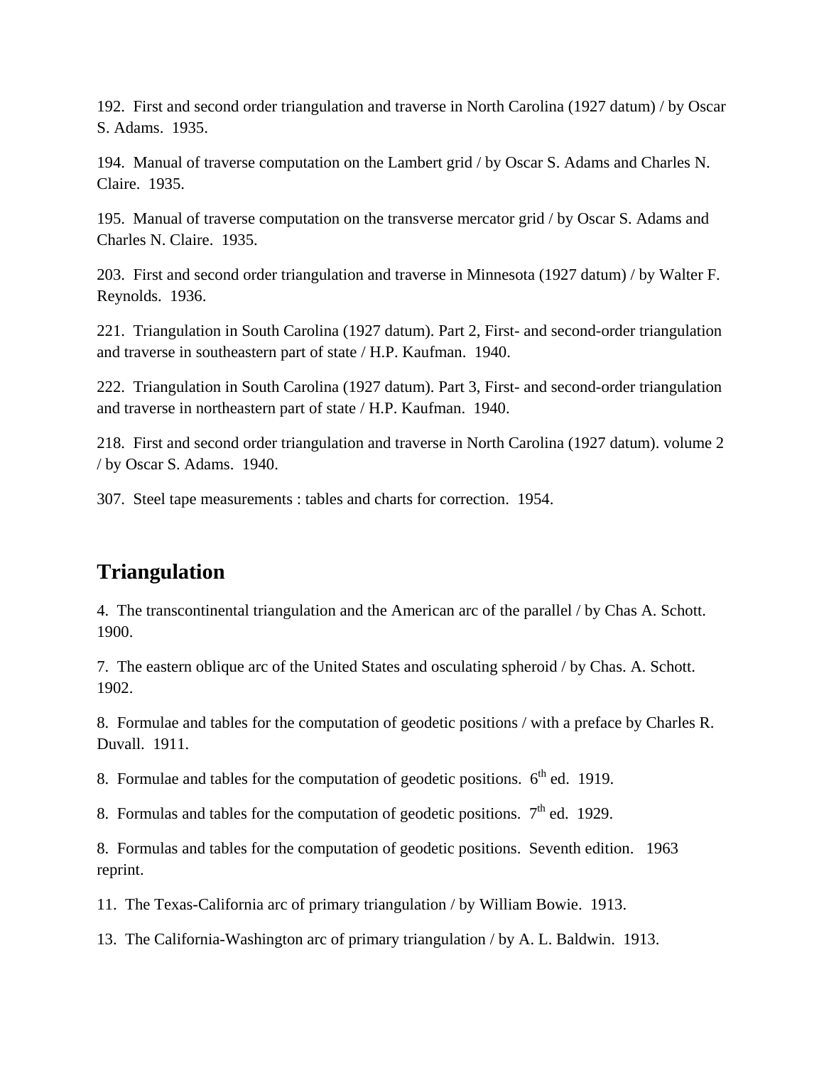192. First and second order triangulation and traverse in North Carolina (1927 datum) / by Oscar S. Adams. 1935.

194. Manual of traverse computation on the Lambert grid / by Oscar S. Adams and Charles N. Claire. 1935.

195. Manual of traverse computation on the transverse mercator grid / by Oscar S. Adams and Charles N. Claire. 1935.

203. First and second order triangulation and traverse in Minnesota (1927 datum) / by Walter F. Reynolds. 1936.

221. Triangulation in South Carolina (1927 datum). Part 2, First- and second-order triangulation and traverse in southeastern part of state / H.P. Kaufman. 1940.

222. Triangulation in South Carolina (1927 datum). Part 3, First- and second-order triangulation and traverse in northeastern part of state / H.P. Kaufman. 1940.

218. First and second order triangulation and traverse in North Carolina (1927 datum). volume 2 / by Oscar S. Adams. 1940.

307. Steel tape measurements : tables and charts for correction. 1954.

## Triangulation

4. The transcontinental triangulation and the American arc of the parallel / by Chas A. Schott. 1900.

7. The eastern oblique arc of the United States and osculating spheroid / by Chas. A. Schott. 1902.

8. Formulae and tables for the computation of geodetic positions / with a preface by Charles R. Duvall. 1911.

8. Formulae and tables for the computation of geodetic positions. 6th ed. 1919.

8. Formulas and tables for the computation of geodetic positions. 7th ed. 1929.

8. Formulas and tables for the computation of geodetic positions. Seventh edition. 1963 reprint.

11. The Texas-California arc of primary triangulation / by William Bowie. 1913.

13. The California-Washington arc of primary triangulation / by A. L. Baldwin. 1913.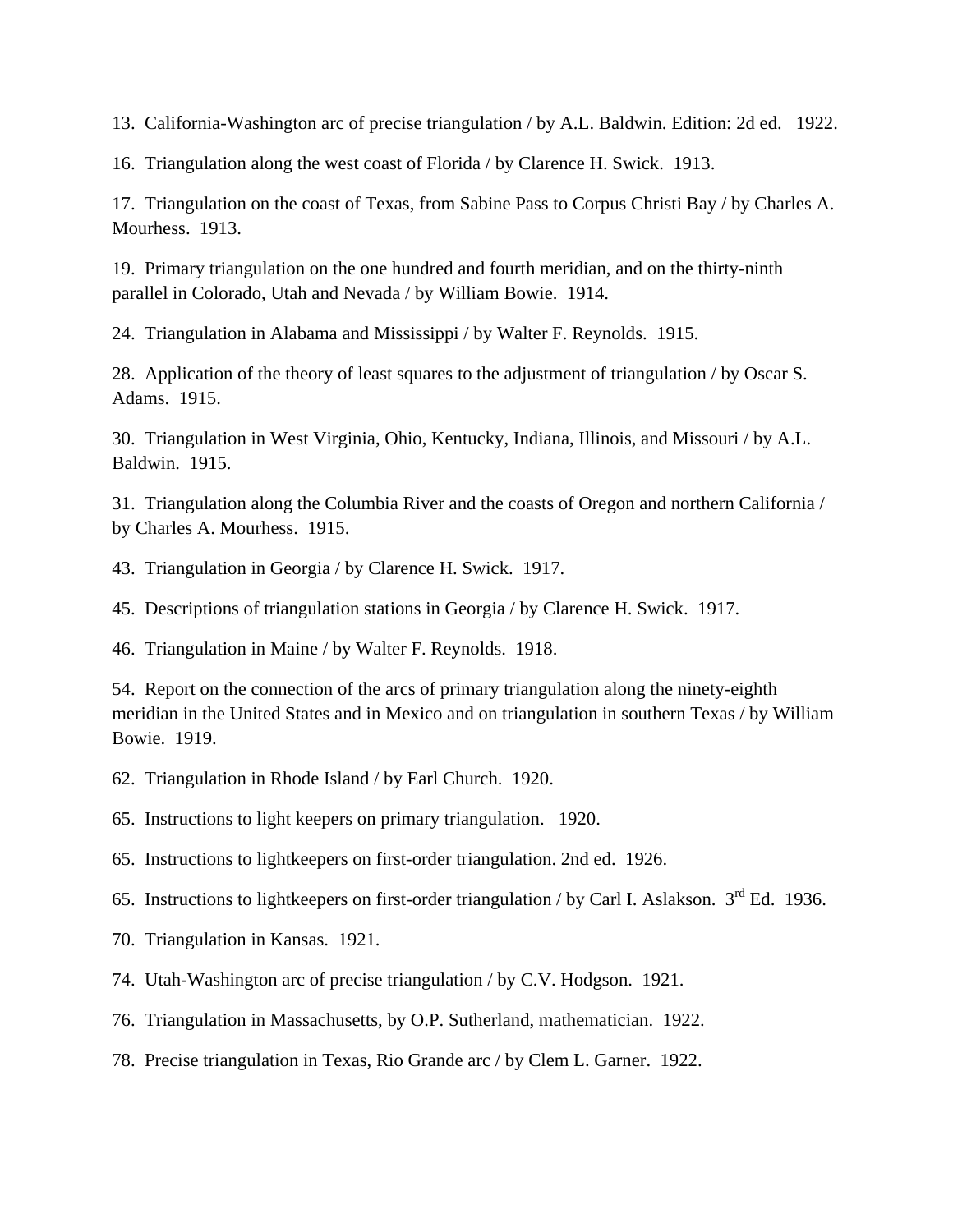13. California-Washington arc of precise triangulation / by A.L. Baldwin. Edition: 2d ed. 1922.

16. Triangulation along the west coast of Florida / by Clarence H. Swick. 1913.

17. Triangulation on the coast of Texas, from Sabine Pass to Corpus Christi Bay / by Charles A. Mourhess. 1913.

19. Primary triangulation on the one hundred and fourth meridian, and on the thirty-ninth parallel in Colorado, Utah and Nevada / by William Bowie. 1914.

24. Triangulation in Alabama and Mississippi / by Walter F. Reynolds. 1915.

28. Application of the theory of least squares to the adjustment of triangulation / by Oscar S. Adams. 1915.

30. Triangulation in West Virginia, Ohio, Kentucky, Indiana, Illinois, and Missouri / by A.L. Baldwin. 1915.

31. Triangulation along the Columbia River and the coasts of Oregon and northern California / by Charles A. Mourhess. 1915.

43. Triangulation in Georgia / by Clarence H. Swick. 1917.

45. Descriptions of triangulation stations in Georgia / by Clarence H. Swick. 1917.

46. Triangulation in Maine / by Walter F. Reynolds. 1918.

54. Report on the connection of the arcs of primary triangulation along the ninety-eighth meridian in the United States and in Mexico and on triangulation in southern Texas / by William Bowie. 1919.

62. Triangulation in Rhode Island / by Earl Church. 1920.

65. Instructions to light keepers on primary triangulation. 1920.

65. Instructions to lightkeepers on first-order triangulation. 2nd ed. 1926.

65. Instructions to lightkeepers on first-order triangulation / by Carl I. Aslakson. 3rd Ed. 1936.

70. Triangulation in Kansas. 1921.

74. Utah-Washington arc of precise triangulation / by C.V. Hodgson. 1921.

76. Triangulation in Massachusetts, by O.P. Sutherland, mathematician. 1922.

78. Precise triangulation in Texas, Rio Grande arc / by Clem L. Garner. 1922.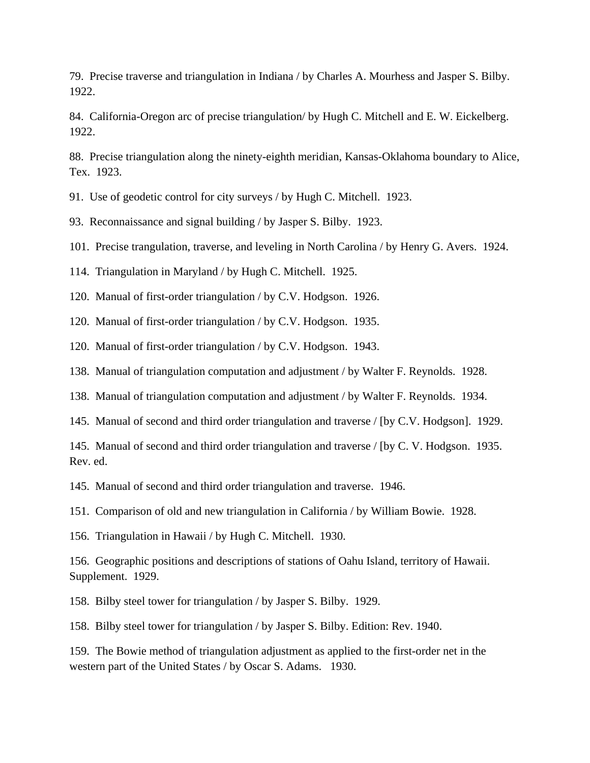79.  Precise traverse and triangulation in Indiana / by Charles A. Mourhess and Jasper S. Bilby. 1922.

84.  California-Oregon arc of precise triangulation/ by Hugh C. Mitchell and E. W. Eickelberg. 1922.

88.  Precise triangulation along the ninety-eighth meridian, Kansas-Oklahoma boundary to Alice, Tex.  1923.

91.  Use of geodetic control for city surveys / by Hugh C. Mitchell.  1923.

93.  Reconnaissance and signal building / by Jasper S. Bilby.  1923.

101.  Precise trangulation, traverse, and leveling in North Carolina / by Henry G. Avers.  1924.

114.  Triangulation in Maryland / by Hugh C. Mitchell.  1925.

120.  Manual of first-order triangulation / by C.V. Hodgson.  1926.

120.  Manual of first-order triangulation / by C.V. Hodgson.  1935.

120.  Manual of first-order triangulation / by C.V. Hodgson.  1943.

138.  Manual of triangulation computation and adjustment / by Walter F. Reynolds.  1928.

138.  Manual of triangulation computation and adjustment / by Walter F. Reynolds.  1934.

145.  Manual of second and third order triangulation and traverse / [by C.V. Hodgson].  1929.

145.  Manual of second and third order triangulation and traverse / [by C. V. Hodgson.  1935. Rev. ed.

145.  Manual of second and third order triangulation and traverse.  1946.

151.  Comparison of old and new triangulation in California / by William Bowie.  1928.

156.  Triangulation in Hawaii / by Hugh C. Mitchell.  1930.

156.  Geographic positions and descriptions of stations of Oahu Island, territory of Hawaii. Supplement.  1929.

158.  Bilby steel tower for triangulation / by Jasper S. Bilby.  1929.

158.  Bilby steel tower for triangulation / by Jasper S. Bilby. Edition: Rev. 1940.

159.  The Bowie method of triangulation adjustment as applied to the first-order net in the western part of the United States / by Oscar S. Adams.   1930.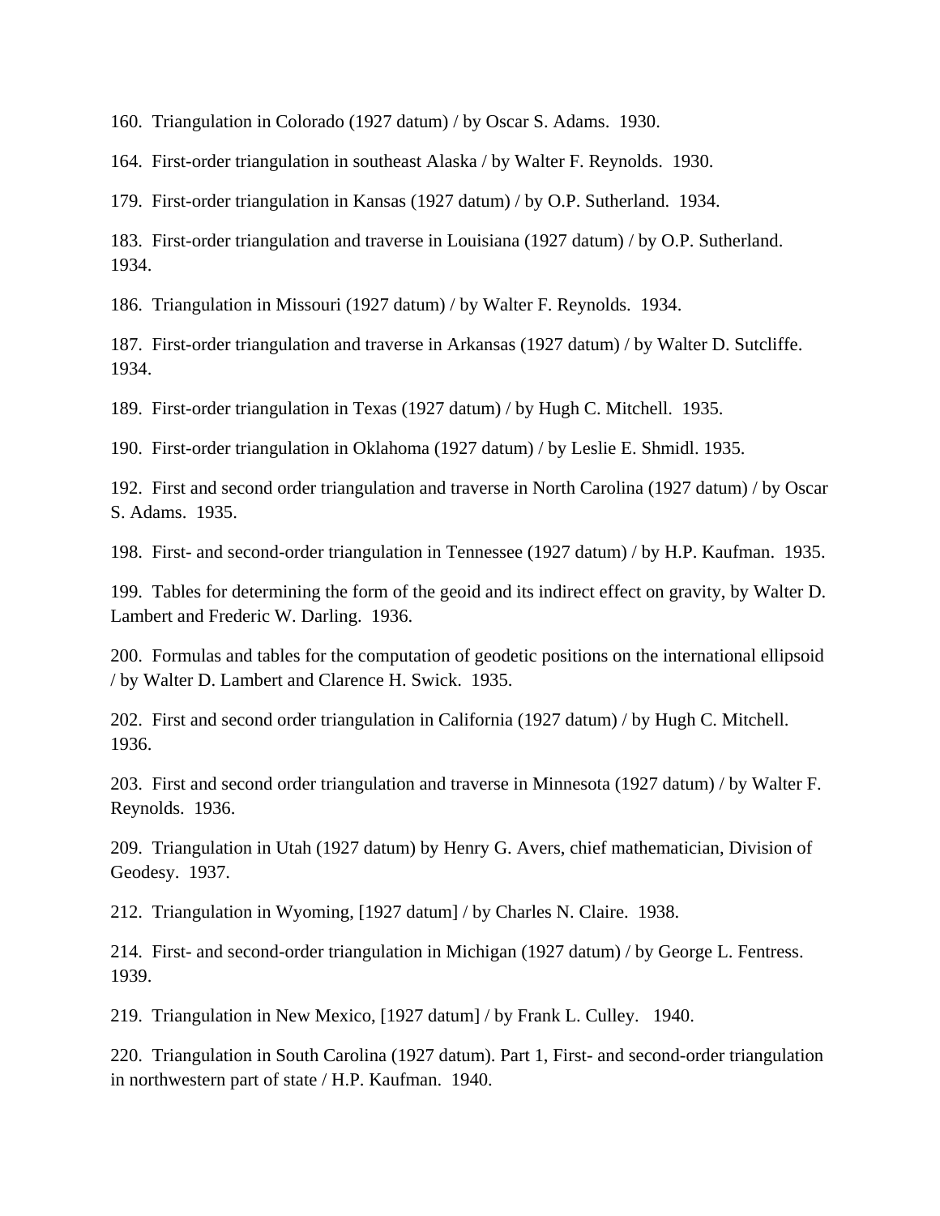160.  Triangulation in Colorado (1927 datum) / by Oscar S. Adams.  1930.

164.  First-order triangulation in southeast Alaska / by Walter F. Reynolds.  1930.

179.  First-order triangulation in Kansas (1927 datum) / by O.P. Sutherland.  1934.

183.  First-order triangulation and traverse in Louisiana (1927 datum) / by O.P. Sutherland.  1934.

186.  Triangulation in Missouri (1927 datum) / by Walter F. Reynolds.  1934.

187.  First-order triangulation and traverse in Arkansas (1927 datum) / by Walter D. Sutcliffe.  1934.

189.  First-order triangulation in Texas (1927 datum) / by Hugh C. Mitchell.  1935.

190.  First-order triangulation in Oklahoma (1927 datum) / by Leslie E. Shmidl. 1935.

192.  First and second order triangulation and traverse in North Carolina (1927 datum) / by Oscar S. Adams.  1935.

198.  First- and second-order triangulation in Tennessee (1927 datum) / by H.P. Kaufman.  1935.

199.  Tables for determining the form of the geoid and its indirect effect on gravity, by Walter D. Lambert and Frederic W. Darling.  1936.

200.  Formulas and tables for the computation of geodetic positions on the international ellipsoid / by Walter D. Lambert and Clarence H. Swick.  1935.

202.  First and second order triangulation in California (1927 datum) / by Hugh C. Mitchell.  1936.

203.  First and second order triangulation and traverse in Minnesota (1927 datum) / by Walter F. Reynolds.  1936.

209.  Triangulation in Utah (1927 datum) by Henry G. Avers, chief mathematician, Division of Geodesy.  1937.

212.  Triangulation in Wyoming, [1927 datum] / by Charles N. Claire.  1938.

214.  First- and second-order triangulation in Michigan (1927 datum) / by George L. Fentress.  1939.

219.  Triangulation in New Mexico, [1927 datum] / by Frank L. Culley.   1940.

220.  Triangulation in South Carolina (1927 datum). Part 1, First- and second-order triangulation in northwestern part of state / H.P. Kaufman.  1940.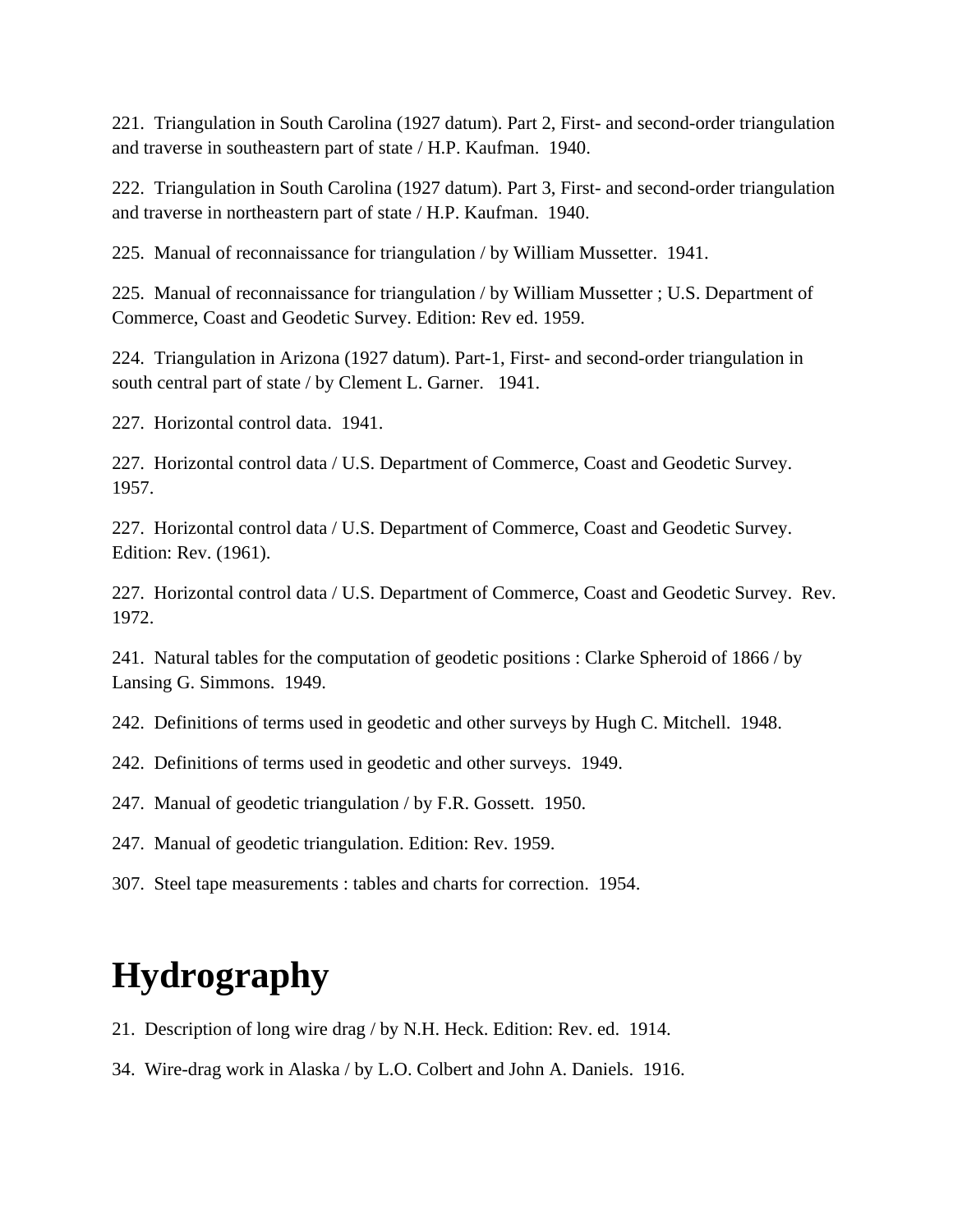221.  Triangulation in South Carolina (1927 datum). Part 2, First- and second-order triangulation and traverse in southeastern part of state / H.P. Kaufman.  1940.

222.  Triangulation in South Carolina (1927 datum). Part 3, First- and second-order triangulation and traverse in northeastern part of state / H.P. Kaufman.  1940.

225.  Manual of reconnaissance for triangulation / by William Mussetter.  1941.

225.  Manual of reconnaissance for triangulation / by William Mussetter ; U.S. Department of Commerce, Coast and Geodetic Survey. Edition: Rev ed. 1959.

224.  Triangulation in Arizona (1927 datum). Part-1, First- and second-order triangulation in south central part of state / by Clement L. Garner.   1941.

227.  Horizontal control data.  1941.

227.  Horizontal control data / U.S. Department of Commerce, Coast and Geodetic Survey. 1957.

227.  Horizontal control data / U.S. Department of Commerce, Coast and Geodetic Survey. Edition: Rev. (1961).

227.  Horizontal control data / U.S. Department of Commerce, Coast and Geodetic Survey.  Rev. 1972.

241.  Natural tables for the computation of geodetic positions : Clarke Spheroid of 1866 / by Lansing G. Simmons.  1949.

242.  Definitions of terms used in geodetic and other surveys by Hugh C. Mitchell.  1948.

242.  Definitions of terms used in geodetic and other surveys.  1949.

247.  Manual of geodetic triangulation / by F.R. Gossett.  1950.

247.  Manual of geodetic triangulation. Edition: Rev. 1959.

307.  Steel tape measurements : tables and charts for correction.  1954.

# Hydrography

21.  Description of long wire drag / by N.H. Heck. Edition: Rev. ed.  1914.

34.  Wire-drag work in Alaska / by L.O. Colbert and John A. Daniels.  1916.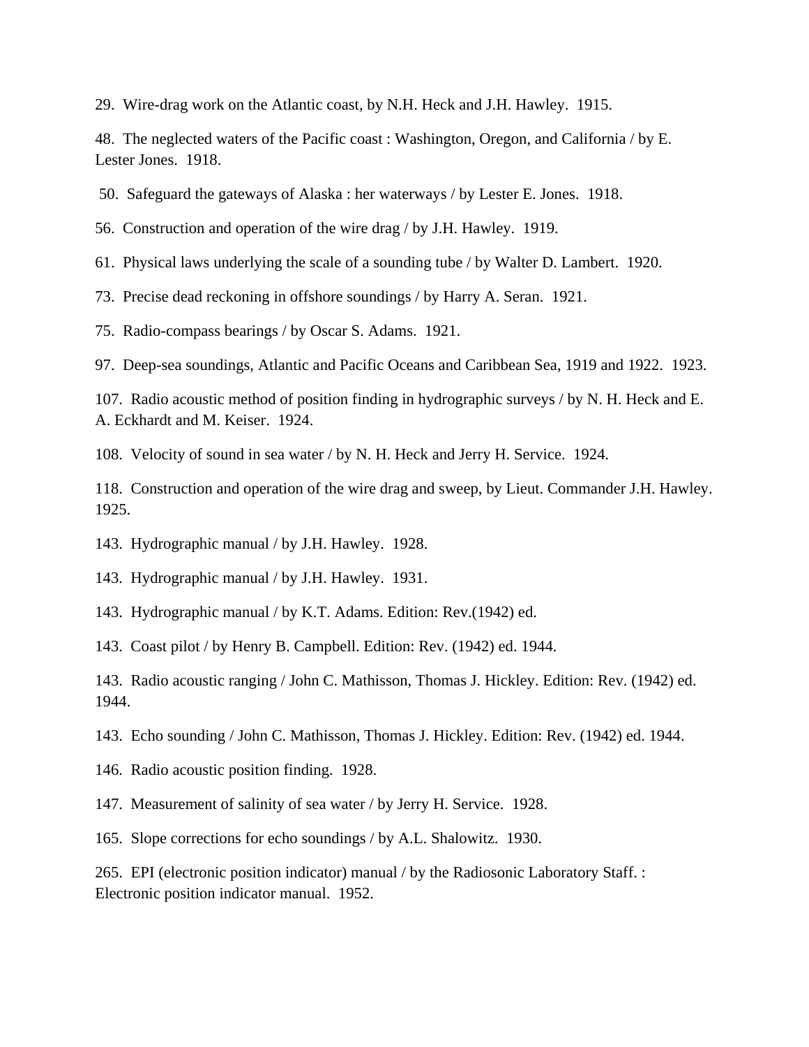29. Wire-drag work on the Atlantic coast, by N.H. Heck and J.H. Hawley. 1915.

48. The neglected waters of the Pacific coast : Washington, Oregon, and California / by E. Lester Jones. 1918.

50. Safeguard the gateways of Alaska : her waterways / by Lester E. Jones. 1918.

56. Construction and operation of the wire drag / by J.H. Hawley. 1919.

61. Physical laws underlying the scale of a sounding tube / by Walter D. Lambert. 1920.

73. Precise dead reckoning in offshore soundings / by Harry A. Seran. 1921.

75. Radio-compass bearings / by Oscar S. Adams. 1921.

97. Deep-sea soundings, Atlantic and Pacific Oceans and Caribbean Sea, 1919 and 1922. 1923.

107. Radio acoustic method of position finding in hydrographic surveys / by N. H. Heck and E. A. Eckhardt and M. Keiser. 1924.

108. Velocity of sound in sea water / by N. H. Heck and Jerry H. Service. 1924.

118. Construction and operation of the wire drag and sweep, by Lieut. Commander J.H. Hawley. 1925.

143. Hydrographic manual / by J.H. Hawley. 1928.

143. Hydrographic manual / by J.H. Hawley. 1931.

143. Hydrographic manual / by K.T. Adams. Edition: Rev.(1942) ed.

143. Coast pilot / by Henry B. Campbell. Edition: Rev. (1942) ed. 1944.

143. Radio acoustic ranging / John C. Mathisson, Thomas J. Hickley. Edition: Rev. (1942) ed. 1944.

143. Echo sounding / John C. Mathisson, Thomas J. Hickley. Edition: Rev. (1942) ed. 1944.

146. Radio acoustic position finding. 1928.

147. Measurement of salinity of sea water / by Jerry H. Service. 1928.

165. Slope corrections for echo soundings / by A.L. Shalowitz. 1930.

265. EPI (electronic position indicator) manual / by the Radiosonic Laboratory Staff. : Electronic position indicator manual. 1952.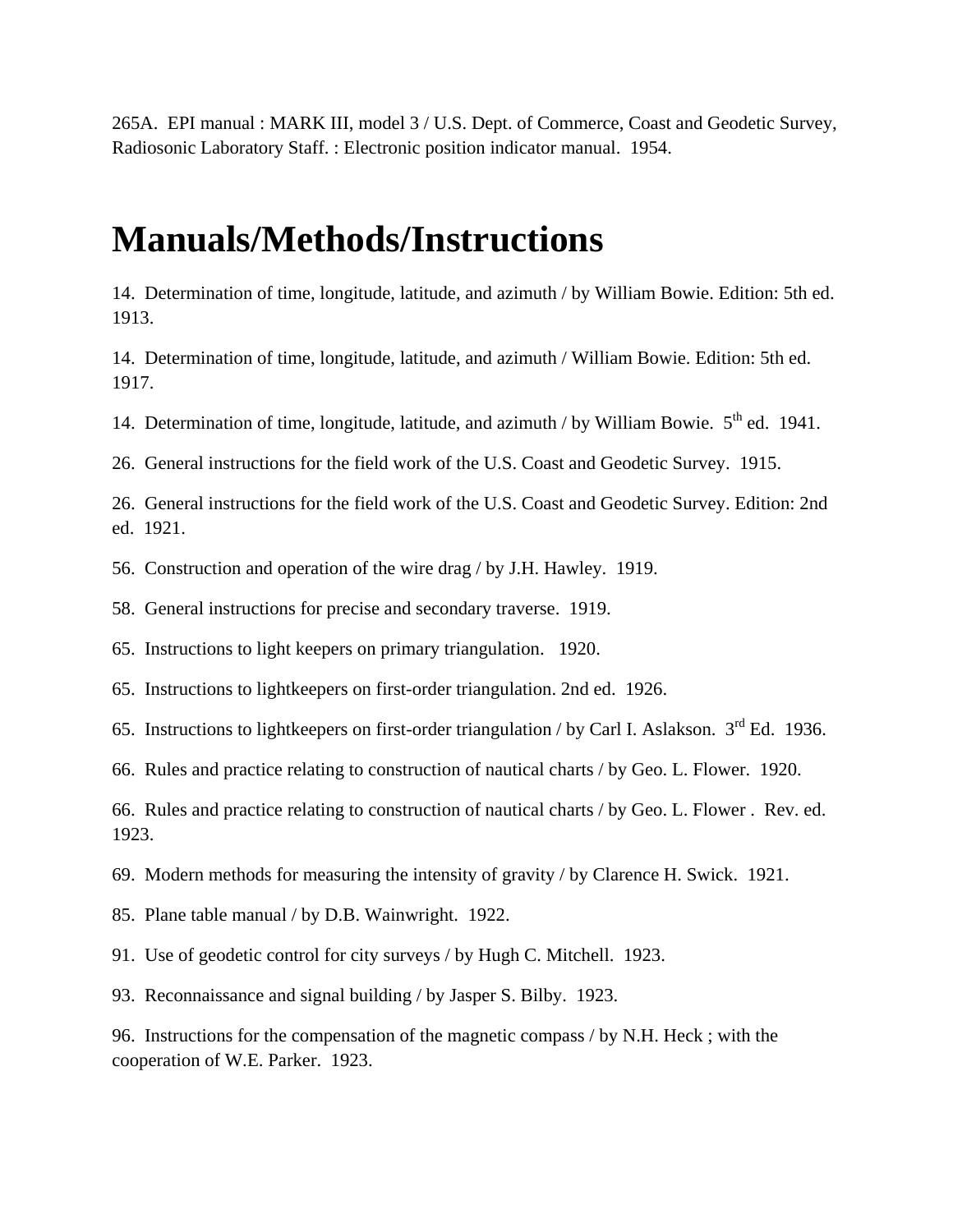265A.  EPI manual : MARK III, model 3 / U.S. Dept. of Commerce, Coast and Geodetic Survey, Radiosonic Laboratory Staff. : Electronic position indicator manual.  1954.

# Manuals/Methods/Instructions

14.  Determination of time, longitude, latitude, and azimuth / by William Bowie. Edition: 5th ed.  1913.

14.  Determination of time, longitude, latitude, and azimuth / William Bowie. Edition: 5th ed.  1917.

14.  Determination of time, longitude, latitude, and azimuth / by William Bowie.  5th ed.  1941.

26.  General instructions for the field work of the U.S. Coast and Geodetic Survey.  1915.

26.  General instructions for the field work of the U.S. Coast and Geodetic Survey. Edition: 2nd ed.  1921.

56.  Construction and operation of the wire drag / by J.H. Hawley.  1919.

58.  General instructions for precise and secondary traverse.  1919.

65.  Instructions to light keepers on primary triangulation.   1920.

65.  Instructions to lightkeepers on first-order triangulation. 2nd ed.  1926.

65.  Instructions to lightkeepers on first-order triangulation / by Carl I. Aslakson.  3rd Ed.  1936.

66.  Rules and practice relating to construction of nautical charts / by Geo. L. Flower.  1920.

66.  Rules and practice relating to construction of nautical charts / by Geo. L. Flower .  Rev. ed.  1923.

69.  Modern methods for measuring the intensity of gravity / by Clarence H. Swick.  1921.

85.  Plane table manual / by D.B. Wainwright.  1922.

91.  Use of geodetic control for city surveys / by Hugh C. Mitchell.  1923.

93.  Reconnaissance and signal building / by Jasper S. Bilby.  1923.

96.  Instructions for the compensation of the magnetic compass / by N.H. Heck ; with the cooperation of W.E. Parker.  1923.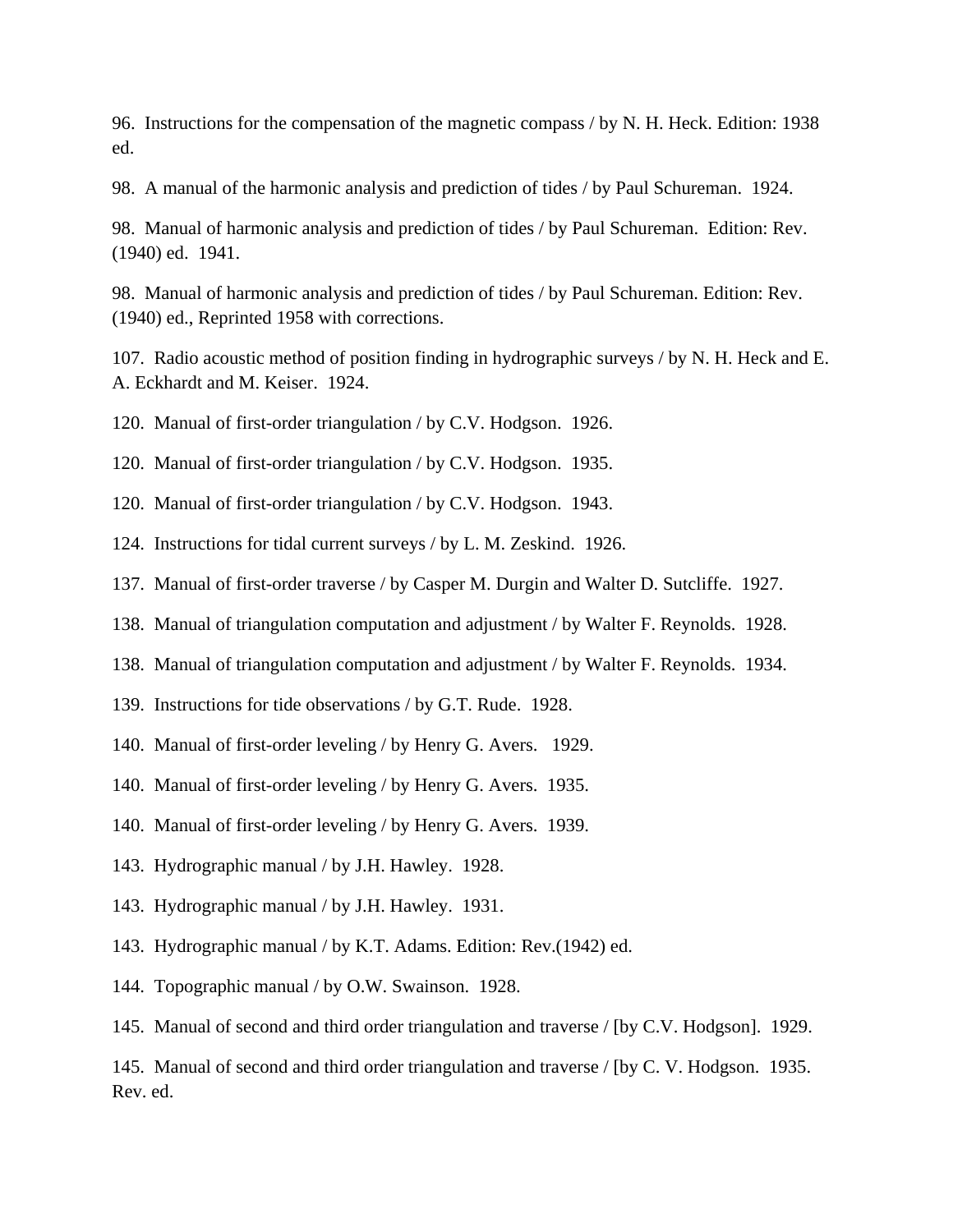96. Instructions for the compensation of the magnetic compass / by N. H. Heck. Edition: 1938 ed.

98. A manual of the harmonic analysis and prediction of tides / by Paul Schureman. 1924.

98. Manual of harmonic analysis and prediction of tides / by Paul Schureman. Edition: Rev. (1940) ed. 1941.

98. Manual of harmonic analysis and prediction of tides / by Paul Schureman. Edition: Rev. (1940) ed., Reprinted 1958 with corrections.

107. Radio acoustic method of position finding in hydrographic surveys / by N. H. Heck and E. A. Eckhardt and M. Keiser. 1924.

120. Manual of first-order triangulation / by C.V. Hodgson. 1926.

120. Manual of first-order triangulation / by C.V. Hodgson. 1935.

120. Manual of first-order triangulation / by C.V. Hodgson. 1943.

124. Instructions for tidal current surveys / by L. M. Zeskind. 1926.

137. Manual of first-order traverse / by Casper M. Durgin and Walter D. Sutcliffe. 1927.

138. Manual of triangulation computation and adjustment / by Walter F. Reynolds. 1928.

138. Manual of triangulation computation and adjustment / by Walter F. Reynolds. 1934.

139. Instructions for tide observations / by G.T. Rude. 1928.

140. Manual of first-order leveling / by Henry G. Avers. 1929.

140. Manual of first-order leveling / by Henry G. Avers. 1935.

140. Manual of first-order leveling / by Henry G. Avers. 1939.

143. Hydrographic manual / by J.H. Hawley. 1928.

143. Hydrographic manual / by J.H. Hawley. 1931.

143. Hydrographic manual / by K.T. Adams. Edition: Rev.(1942) ed.

144. Topographic manual / by O.W. Swainson. 1928.

145. Manual of second and third order triangulation and traverse / [by C.V. Hodgson]. 1929.

145. Manual of second and third order triangulation and traverse / [by C. V. Hodgson. 1935. Rev. ed.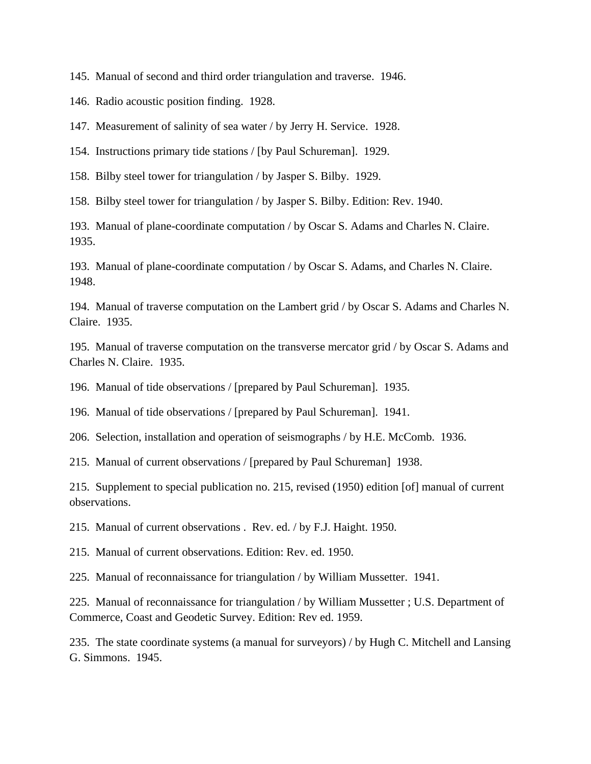145.  Manual of second and third order triangulation and traverse.  1946.

146.  Radio acoustic position finding.  1928.

147.  Measurement of salinity of sea water / by Jerry H. Service.  1928.

154.  Instructions primary tide stations / [by Paul Schureman].  1929.

158.  Bilby steel tower for triangulation / by Jasper S. Bilby.  1929.

158.  Bilby steel tower for triangulation / by Jasper S. Bilby. Edition: Rev. 1940.

193.  Manual of plane-coordinate computation / by Oscar S. Adams and Charles N. Claire.  1935.

193.  Manual of plane-coordinate computation / by Oscar S. Adams, and Charles N. Claire.  1948.

194.  Manual of traverse computation on the Lambert grid / by Oscar S. Adams and Charles N. Claire.  1935.

195.  Manual of traverse computation on the transverse mercator grid / by Oscar S. Adams and Charles N. Claire.  1935.

196.  Manual of tide observations / [prepared by Paul Schureman].  1935.

196.  Manual of tide observations / [prepared by Paul Schureman].  1941.

206.  Selection, installation and operation of seismographs / by H.E. McComb.  1936.

215.  Manual of current observations / [prepared by Paul Schureman]  1938.

215.  Supplement to special publication no. 215, revised (1950) edition [of] manual of current observations.

215.  Manual of current observations .  Rev. ed. / by F.J. Haight. 1950.

215.  Manual of current observations. Edition: Rev. ed. 1950.

225.  Manual of reconnaissance for triangulation / by William Mussetter.  1941.

225.  Manual of reconnaissance for triangulation / by William Mussetter ; U.S. Department of Commerce, Coast and Geodetic Survey. Edition: Rev ed. 1959.

235.  The state coordinate systems (a manual for surveyors) / by Hugh C. Mitchell and Lansing G. Simmons.  1945.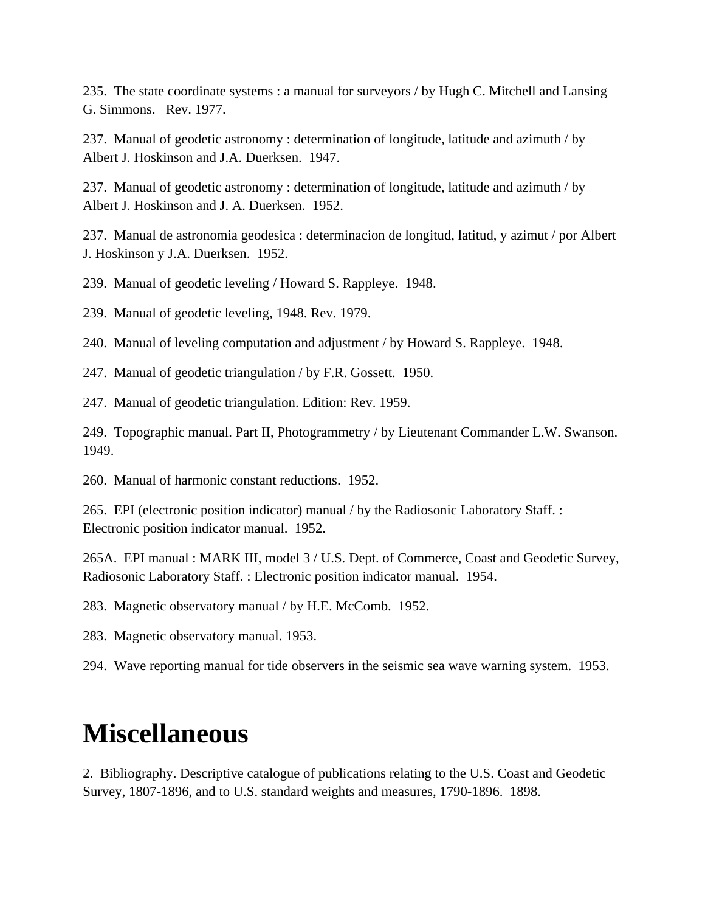235. The state coordinate systems : a manual for surveyors / by Hugh C. Mitchell and Lansing G. Simmons. Rev. 1977.

237. Manual of geodetic astronomy : determination of longitude, latitude and azimuth / by Albert J. Hoskinson and J.A. Duerksen. 1947.

237. Manual of geodetic astronomy : determination of longitude, latitude and azimuth / by Albert J. Hoskinson and J. A. Duerksen. 1952.

237. Manual de astronomia geodesica : determinacion de longitud, latitud, y azimut / por Albert J. Hoskinson y J.A. Duerksen. 1952.

239. Manual of geodetic leveling / Howard S. Rappleye. 1948.

239. Manual of geodetic leveling, 1948. Rev. 1979.

240. Manual of leveling computation and adjustment / by Howard S. Rappleye. 1948.

247. Manual of geodetic triangulation / by F.R. Gossett. 1950.

247. Manual of geodetic triangulation. Edition: Rev. 1959.

249. Topographic manual. Part II, Photogrammetry / by Lieutenant Commander L.W. Swanson. 1949.

260. Manual of harmonic constant reductions. 1952.

265. EPI (electronic position indicator) manual / by the Radiosonic Laboratory Staff. : Electronic position indicator manual. 1952.

265A. EPI manual : MARK III, model 3 / U.S. Dept. of Commerce, Coast and Geodetic Survey, Radiosonic Laboratory Staff. : Electronic position indicator manual. 1954.

283. Magnetic observatory manual / by H.E. McComb. 1952.

283. Magnetic observatory manual. 1953.

294. Wave reporting manual for tide observers in the seismic sea wave warning system. 1953.

# Miscellaneous

2. Bibliography. Descriptive catalogue of publications relating to the U.S. Coast and Geodetic Survey, 1807-1896, and to U.S. standard weights and measures, 1790-1896. 1898.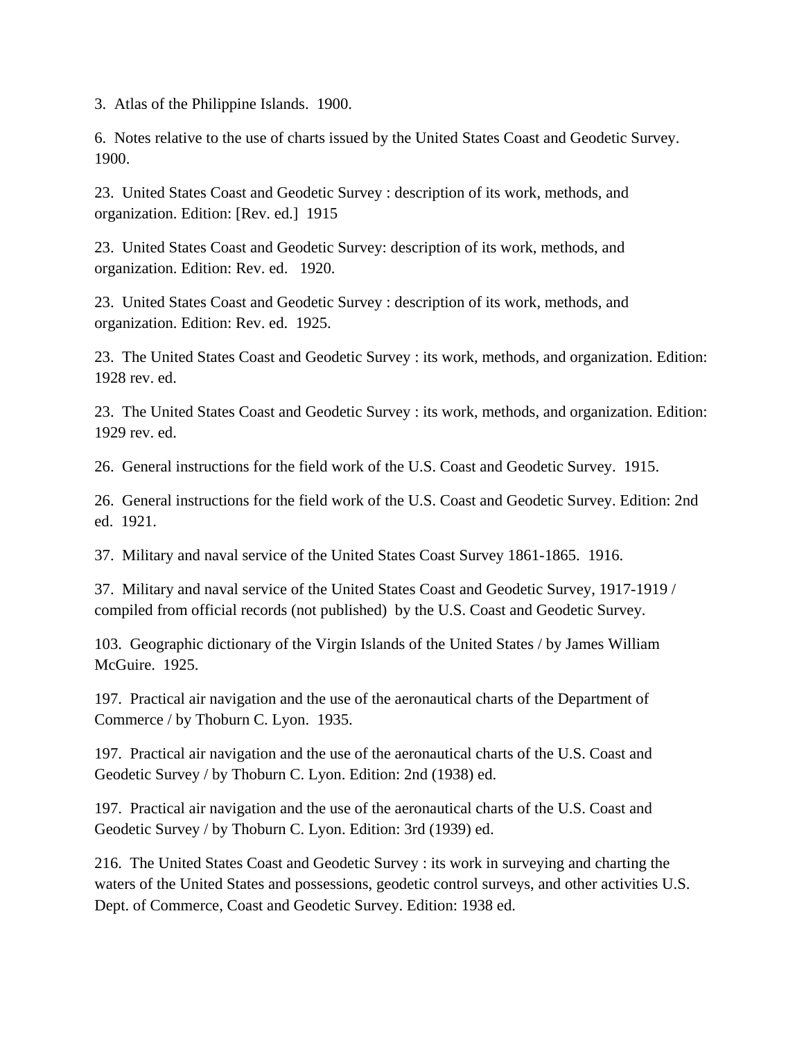3. Atlas of the Philippine Islands. 1900.

6. Notes relative to the use of charts issued by the United States Coast and Geodetic Survey. 1900.

23. United States Coast and Geodetic Survey : description of its work, methods, and organization. Edition: [Rev. ed.] 1915

23. United States Coast and Geodetic Survey: description of its work, methods, and organization. Edition: Rev. ed. 1920.

23. United States Coast and Geodetic Survey : description of its work, methods, and organization. Edition: Rev. ed. 1925.

23. The United States Coast and Geodetic Survey : its work, methods, and organization. Edition: 1928 rev. ed.

23. The United States Coast and Geodetic Survey : its work, methods, and organization. Edition: 1929 rev. ed.

26. General instructions for the field work of the U.S. Coast and Geodetic Survey. 1915.

26. General instructions for the field work of the U.S. Coast and Geodetic Survey. Edition: 2nd ed. 1921.

37. Military and naval service of the United States Coast Survey 1861-1865. 1916.

37. Military and naval service of the United States Coast and Geodetic Survey, 1917-1919 / compiled from official records (not published) by the U.S. Coast and Geodetic Survey.

103. Geographic dictionary of the Virgin Islands of the United States / by James William McGuire. 1925.

197. Practical air navigation and the use of the aeronautical charts of the Department of Commerce / by Thoburn C. Lyon. 1935.

197. Practical air navigation and the use of the aeronautical charts of the U.S. Coast and Geodetic Survey / by Thoburn C. Lyon. Edition: 2nd (1938) ed.

197. Practical air navigation and the use of the aeronautical charts of the U.S. Coast and Geodetic Survey / by Thoburn C. Lyon. Edition: 3rd (1939) ed.

216. The United States Coast and Geodetic Survey : its work in surveying and charting the waters of the United States and possessions, geodetic control surveys, and other activities U.S. Dept. of Commerce, Coast and Geodetic Survey. Edition: 1938 ed.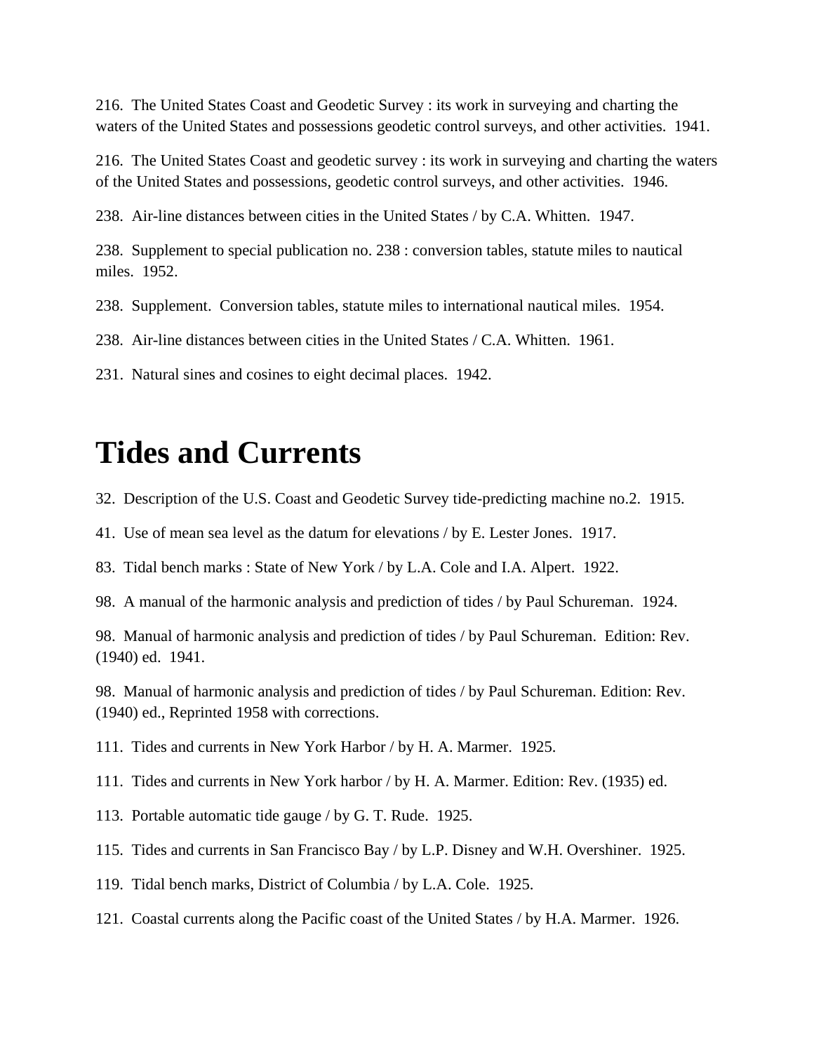216. The United States Coast and Geodetic Survey : its work in surveying and charting the waters of the United States and possessions geodetic control surveys, and other activities. 1941.

216. The United States Coast and geodetic survey : its work in surveying and charting the waters of the United States and possessions, geodetic control surveys, and other activities. 1946.

238. Air-line distances between cities in the United States / by C.A. Whitten. 1947.

238. Supplement to special publication no. 238 : conversion tables, statute miles to nautical miles. 1952.

238. Supplement. Conversion tables, statute miles to international nautical miles. 1954.

238. Air-line distances between cities in the United States / C.A. Whitten. 1961.

231. Natural sines and cosines to eight decimal places. 1942.

# Tides and Currents

32. Description of the U.S. Coast and Geodetic Survey tide-predicting machine no.2. 1915.

41. Use of mean sea level as the datum for elevations / by E. Lester Jones. 1917.

83. Tidal bench marks : State of New York / by L.A. Cole and I.A. Alpert. 1922.

98. A manual of the harmonic analysis and prediction of tides / by Paul Schureman. 1924.

98. Manual of harmonic analysis and prediction of tides / by Paul Schureman. Edition: Rev. (1940) ed. 1941.

98. Manual of harmonic analysis and prediction of tides / by Paul Schureman. Edition: Rev. (1940) ed., Reprinted 1958 with corrections.

111. Tides and currents in New York Harbor / by H. A. Marmer. 1925.

111. Tides and currents in New York harbor / by H. A. Marmer. Edition: Rev. (1935) ed.

113. Portable automatic tide gauge / by G. T. Rude. 1925.

115. Tides and currents in San Francisco Bay / by L.P. Disney and W.H. Overshiner. 1925.

119. Tidal bench marks, District of Columbia / by L.A. Cole. 1925.

121. Coastal currents along the Pacific coast of the United States / by H.A. Marmer. 1926.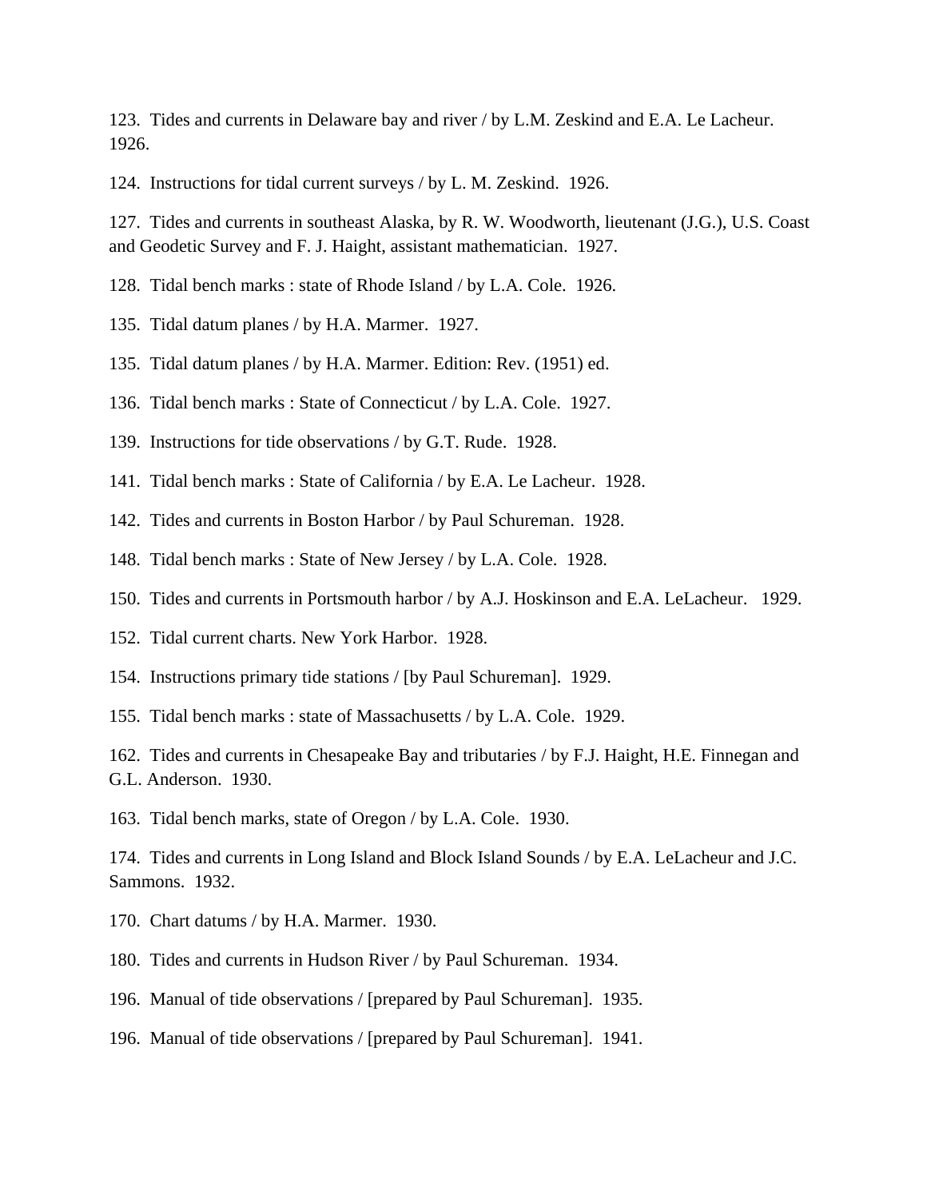123. Tides and currents in Delaware bay and river / by L.M. Zeskind and E.A. Le Lacheur. 1926.

124. Instructions for tidal current surveys / by L. M. Zeskind. 1926.

127. Tides and currents in southeast Alaska, by R. W. Woodworth, lieutenant (J.G.), U.S. Coast and Geodetic Survey and F. J. Haight, assistant mathematician. 1927.

128. Tidal bench marks : state of Rhode Island / by L.A. Cole. 1926.

135. Tidal datum planes / by H.A. Marmer. 1927.

135. Tidal datum planes / by H.A. Marmer. Edition: Rev. (1951) ed.

136. Tidal bench marks : State of Connecticut / by L.A. Cole. 1927.

139. Instructions for tide observations / by G.T. Rude. 1928.

141. Tidal bench marks : State of California / by E.A. Le Lacheur. 1928.

142. Tides and currents in Boston Harbor / by Paul Schureman. 1928.

148. Tidal bench marks : State of New Jersey / by L.A. Cole. 1928.

150. Tides and currents in Portsmouth harbor / by A.J. Hoskinson and E.A. LeLacheur. 1929.

152. Tidal current charts. New York Harbor. 1928.

154. Instructions primary tide stations / [by Paul Schureman]. 1929.

155. Tidal bench marks : state of Massachusetts / by L.A. Cole. 1929.

162. Tides and currents in Chesapeake Bay and tributaries / by F.J. Haight, H.E. Finnegan and G.L. Anderson. 1930.

163. Tidal bench marks, state of Oregon / by L.A. Cole. 1930.

174. Tides and currents in Long Island and Block Island Sounds / by E.A. LeLacheur and J.C. Sammons. 1932.

170. Chart datums / by H.A. Marmer. 1930.

180. Tides and currents in Hudson River / by Paul Schureman. 1934.

196. Manual of tide observations / [prepared by Paul Schureman]. 1935.

196. Manual of tide observations / [prepared by Paul Schureman]. 1941.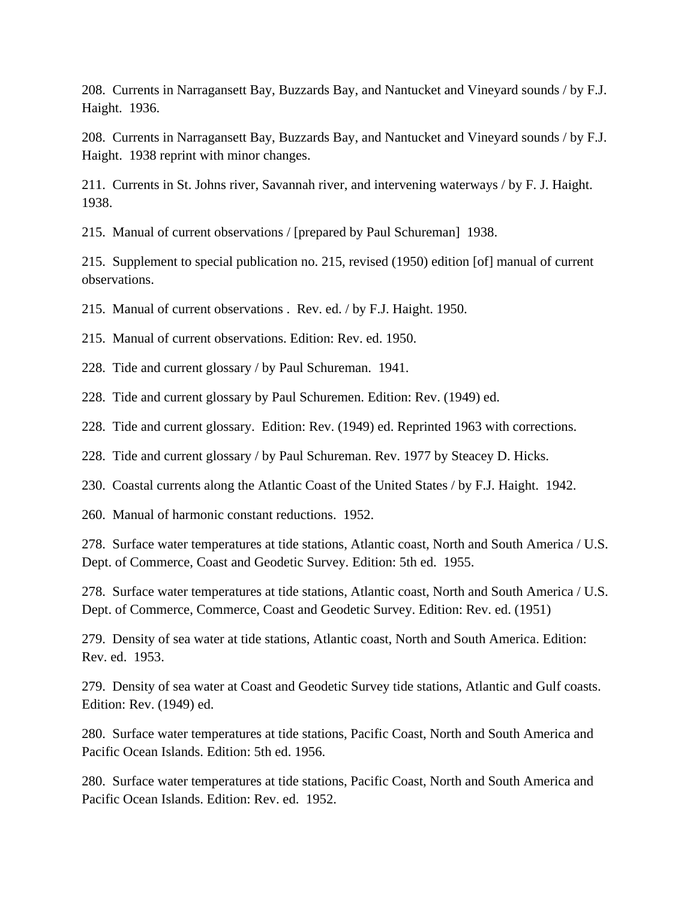208. Currents in Narragansett Bay, Buzzards Bay, and Nantucket and Vineyard sounds / by F.J. Haight. 1936.

208. Currents in Narragansett Bay, Buzzards Bay, and Nantucket and Vineyard sounds / by F.J. Haight. 1938 reprint with minor changes.

211. Currents in St. Johns river, Savannah river, and intervening waterways / by F. J. Haight. 1938.

215. Manual of current observations / [prepared by Paul Schureman] 1938.

215. Supplement to special publication no. 215, revised (1950) edition [of] manual of current observations.

215. Manual of current observations . Rev. ed. / by F.J. Haight. 1950.

215. Manual of current observations. Edition: Rev. ed. 1950.

228. Tide and current glossary / by Paul Schureman. 1941.

228. Tide and current glossary by Paul Schuremen. Edition: Rev. (1949) ed.

228. Tide and current glossary. Edition: Rev. (1949) ed. Reprinted 1963 with corrections.

228. Tide and current glossary / by Paul Schureman. Rev. 1977 by Steacey D. Hicks.

230. Coastal currents along the Atlantic Coast of the United States / by F.J. Haight. 1942.

260. Manual of harmonic constant reductions. 1952.

278. Surface water temperatures at tide stations, Atlantic coast, North and South America / U.S. Dept. of Commerce, Coast and Geodetic Survey. Edition: 5th ed. 1955.

278. Surface water temperatures at tide stations, Atlantic coast, North and South America / U.S. Dept. of Commerce, Commerce, Coast and Geodetic Survey. Edition: Rev. ed. (1951)

279. Density of sea water at tide stations, Atlantic coast, North and South America. Edition: Rev. ed. 1953.

279. Density of sea water at Coast and Geodetic Survey tide stations, Atlantic and Gulf coasts. Edition: Rev. (1949) ed.

280. Surface water temperatures at tide stations, Pacific Coast, North and South America and Pacific Ocean Islands. Edition: 5th ed. 1956.

280. Surface water temperatures at tide stations, Pacific Coast, North and South America and Pacific Ocean Islands. Edition: Rev. ed. 1952.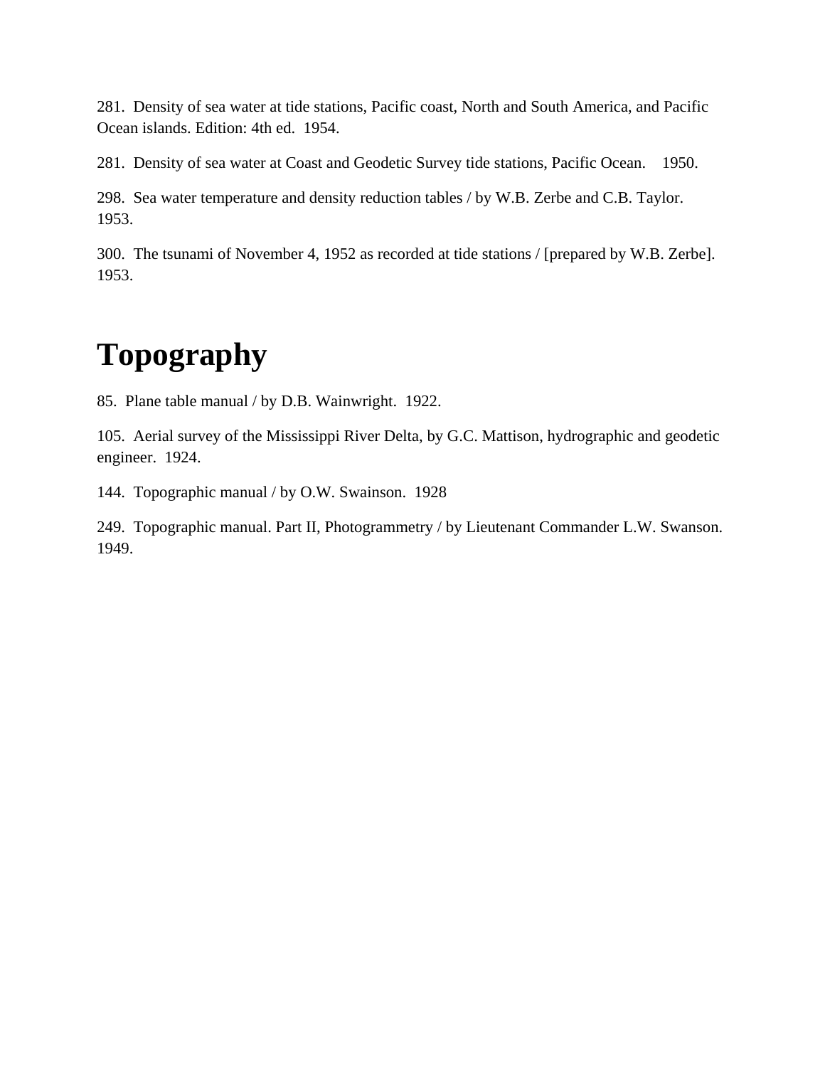281. Density of sea water at tide stations, Pacific coast, North and South America, and Pacific Ocean islands. Edition: 4th ed. 1954.

281. Density of sea water at Coast and Geodetic Survey tide stations, Pacific Ocean. 1950.

298. Sea water temperature and density reduction tables / by W.B. Zerbe and C.B. Taylor. 1953.

300. The tsunami of November 4, 1952 as recorded at tide stations / [prepared by W.B. Zerbe]. 1953.

# Topography

85. Plane table manual / by D.B. Wainwright. 1922.

105. Aerial survey of the Mississippi River Delta, by G.C. Mattison, hydrographic and geodetic engineer. 1924.

144. Topographic manual / by O.W. Swainson. 1928

249. Topographic manual. Part II, Photogrammetry / by Lieutenant Commander L.W. Swanson. 1949.